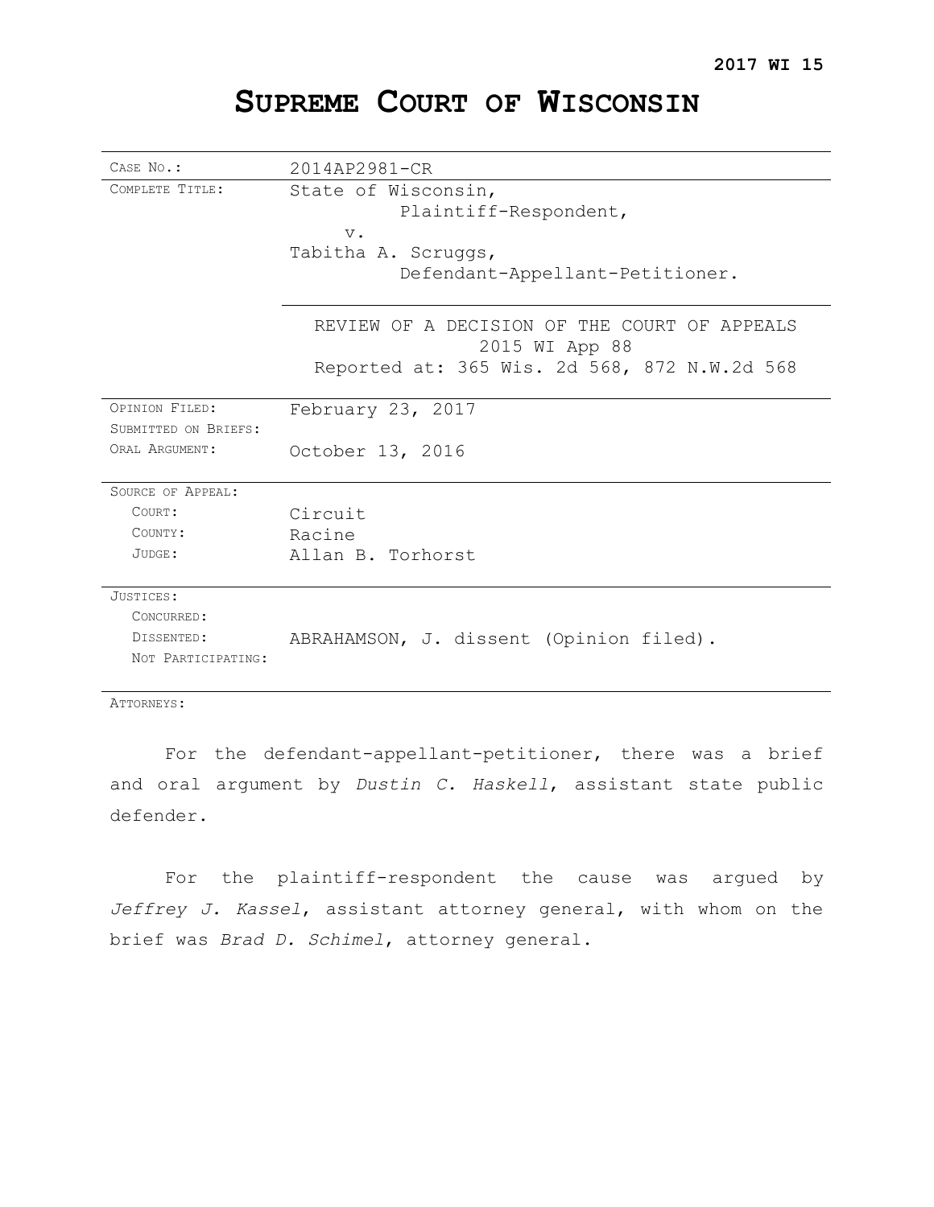**2017 WI 15**

# SUPREME COURT OF WISCONSIN

| | |
|---|---|
| CASE NO.: | 2014AP2981-CR |
| COMPLETE TITLE: | State of Wisconsin, Plaintiff-Respondent, v. Tabitha A. Scruggs, Defendant-Appellant-Petitioner. |
| | REVIEW OF A DECISION OF THE COURT OF APPEALS 2015 WI App 88 Reported at: 365 Wis. 2d 568, 872 N.W.2d 568 |
| OPINION FILED: | February 23, 2017 |
| SUBMITTED ON BRIEFS: | |
| ORAL ARGUMENT: | October 13, 2016 |
| SOURCE OF APPEAL: | |
| COURT: | Circuit |
| COUNTY: | Racine |
| JUDGE: | Allan B. Torhorst |
| JUSTICES: | |
| CONCURRED: | |
| DISSENTED: | ABRAHAMSON, J. dissent (Opinion filed). |
| NOT PARTICIPATING: | |

ATTORNEYS:

For the defendant-appellant-petitioner, there was a brief and oral argument by *Dustin C. Haskell*, assistant state public defender.

For the plaintiff-respondent the cause was argued by *Jeffrey J. Kassel*, assistant attorney general, with whom on the brief was *Brad D. Schimel*, attorney general.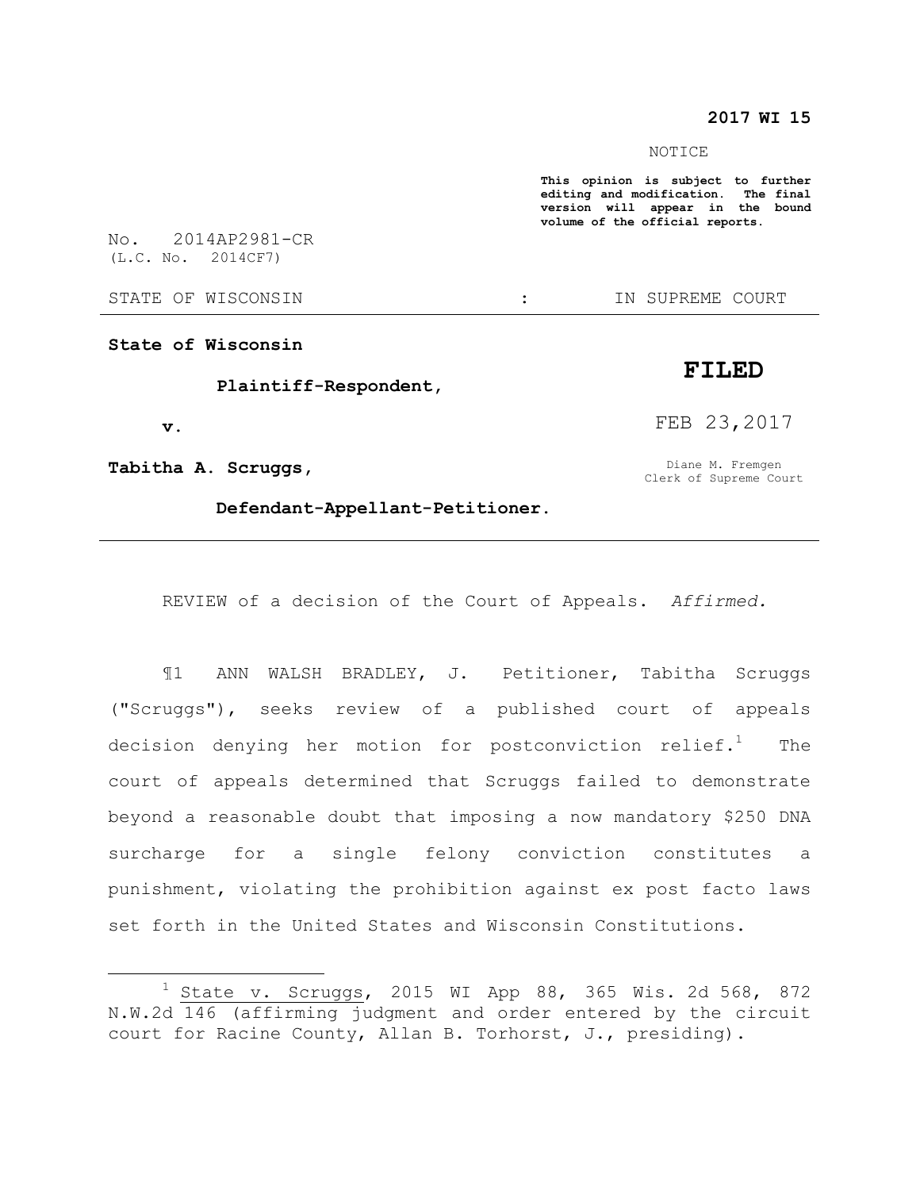**2017 WI 15**

NOTICE

**This opinion is subject to further editing and modification. The final version will appear in the bound volume of the official reports.**

No. 2014AP2981-CR
(L.C. No. 2014CF7)

STATE OF WISCONSIN : IN SUPREME COURT

---

**State of Wisconsin**

**Plaintiff-Respondent,**

**v.**

**Tabitha A. Scruggs,**

**Defendant-Appellant-Petitioner.**

**FILED**

FEB 23,2017

Diane M. Fremgen
Clerk of Supreme Court

---

REVIEW of a decision of the Court of Appeals. *Affirmed.*

¶1 ANN WALSH BRADLEY, J. Petitioner, Tabitha Scruggs ("Scruggs"), seeks review of a published court of appeals decision denying her motion for postconviction relief.[1] The court of appeals determined that Scruggs failed to demonstrate beyond a reasonable doubt that imposing a now mandatory $250 DNA surcharge for a single felony conviction constitutes a punishment, violating the prohibition against ex post facto laws set forth in the United States and Wisconsin Constitutions.

---

[1] State v. Scruggs, 2015 WI App 88, 365 Wis. 2d 568, 872 N.W.2d 146 (affirming judgment and order entered by the circuit court for Racine County, Allan B. Torhorst, J., presiding).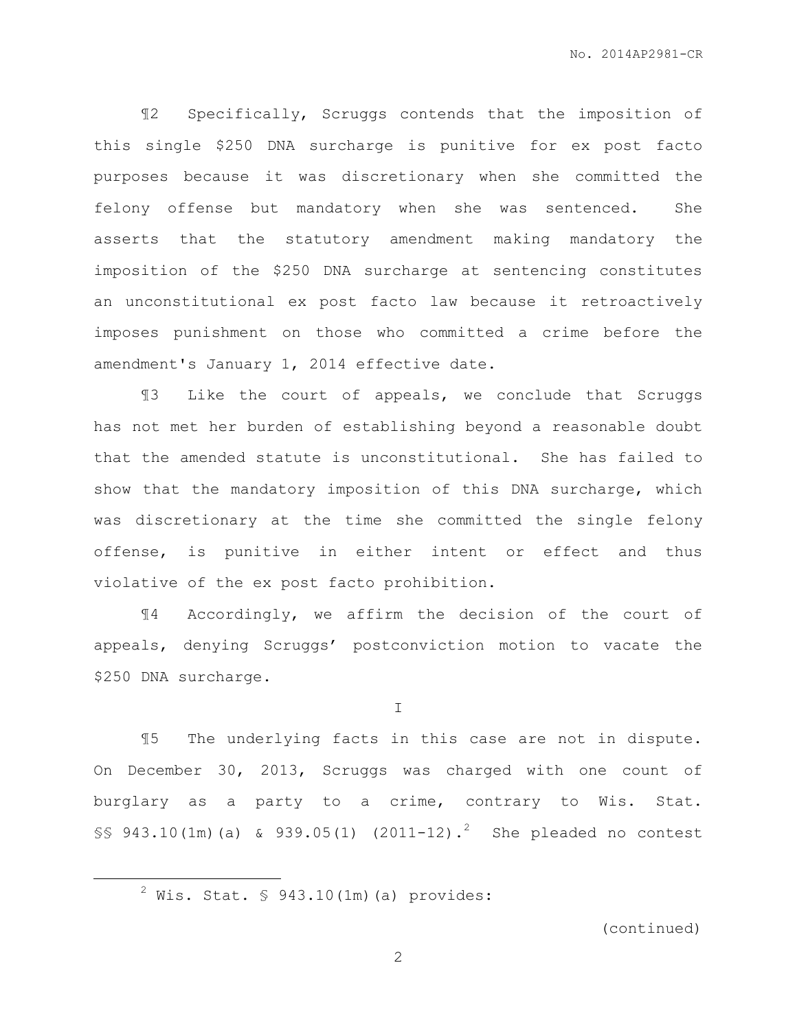¶2 Specifically, Scruggs contends that the imposition of this single $250 DNA surcharge is punitive for ex post facto purposes because it was discretionary when she committed the felony offense but mandatory when she was sentenced. She asserts that the statutory amendment making mandatory the imposition of the $250 DNA surcharge at sentencing constitutes an unconstitutional ex post facto law because it retroactively imposes punishment on those who committed a crime before the amendment's January 1, 2014 effective date.

¶3 Like the court of appeals, we conclude that Scruggs has not met her burden of establishing beyond a reasonable doubt that the amended statute is unconstitutional. She has failed to show that the mandatory imposition of this DNA surcharge, which was discretionary at the time she committed the single felony offense, is punitive in either intent or effect and thus violative of the ex post facto prohibition.

¶4 Accordingly, we affirm the decision of the court of appeals, denying Scruggs' postconviction motion to vacate the $250 DNA surcharge.

I

¶5 The underlying facts in this case are not in dispute. On December 30, 2013, Scruggs was charged with one count of burglary as a party to a crime, contrary to Wis. Stat. §§ 943.10(1m)(a) & 939.05(1) (2011-12).[2] She pleaded no contest

[2] Wis. Stat. § 943.10(1m)(a) provides:

(continued)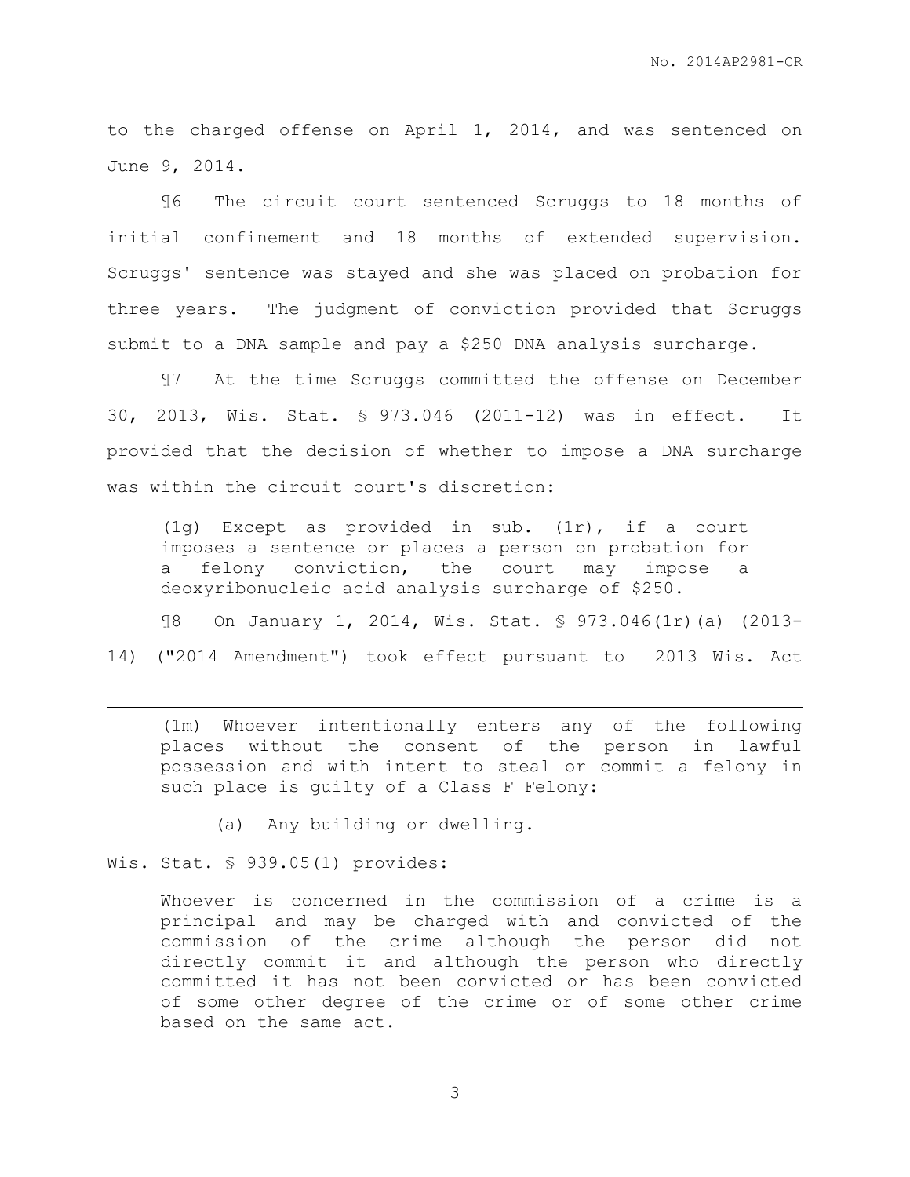to the charged offense on April 1, 2014, and was sentenced on June 9, 2014.

¶6 The circuit court sentenced Scruggs to 18 months of initial confinement and 18 months of extended supervision. Scruggs' sentence was stayed and she was placed on probation for three years. The judgment of conviction provided that Scruggs submit to a DNA sample and pay a $250 DNA analysis surcharge.

¶7 At the time Scruggs committed the offense on December 30, 2013, Wis. Stat. § 973.046 (2011-12) was in effect. It provided that the decision of whether to impose a DNA surcharge was within the circuit court's discretion:

> (1g) Except as provided in sub. (1r), if a court imposes a sentence or places a person on probation for a felony conviction, the court may impose a deoxyribonucleic acid analysis surcharge of $250.

¶8 On January 1, 2014, Wis. Stat. § 973.046(1r)(a) (2013-14) ("2014 Amendment") took effect pursuant to 2013 Wis. Act

---

> (1m) Whoever intentionally enters any of the following places without the consent of the person in lawful possession and with intent to steal or commit a felony in such place is guilty of a Class F Felony:
>
> (a) Any building or dwelling.

Wis. Stat. § 939.05(1) provides:

> Whoever is concerned in the commission of a crime is a principal and may be charged with and convicted of the commission of the crime although the person did not directly commit it and although the person who directly committed it has not been convicted or has been convicted of some other degree of the crime or of some other crime based on the same act.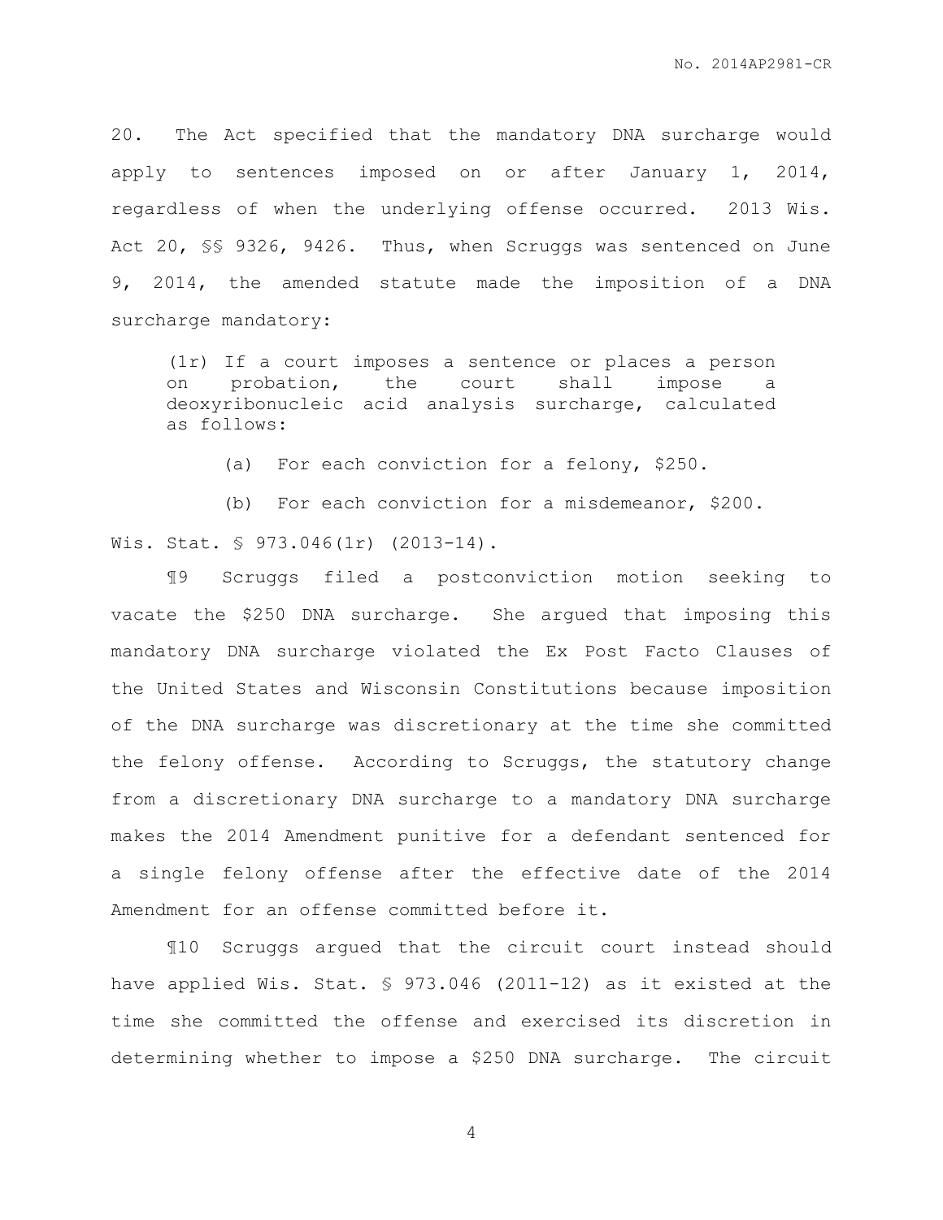20. The Act specified that the mandatory DNA surcharge would apply to sentences imposed on or after January 1, 2014, regardless of when the underlying offense occurred. 2013 Wis. Act 20, §§ 9326, 9426. Thus, when Scruggs was sentenced on June 9, 2014, the amended statute made the imposition of a DNA surcharge mandatory:

> (1r) If a court imposes a sentence or places a person on probation, the court shall impose a deoxyribonucleic acid analysis surcharge, calculated as follows:
>
> (a) For each conviction for a felony, $250.
>
> (b) For each conviction for a misdemeanor, $200.

Wis. Stat. § 973.046(1r) (2013-14).

¶9 Scruggs filed a postconviction motion seeking to vacate the $250 DNA surcharge. She argued that imposing this mandatory DNA surcharge violated the Ex Post Facto Clauses of the United States and Wisconsin Constitutions because imposition of the DNA surcharge was discretionary at the time she committed the felony offense. According to Scruggs, the statutory change from a discretionary DNA surcharge to a mandatory DNA surcharge makes the 2014 Amendment punitive for a defendant sentenced for a single felony offense after the effective date of the 2014 Amendment for an offense committed before it.

¶10 Scruggs argued that the circuit court instead should have applied Wis. Stat. § 973.046 (2011-12) as it existed at the time she committed the offense and exercised its discretion in determining whether to impose a $250 DNA surcharge. The circuit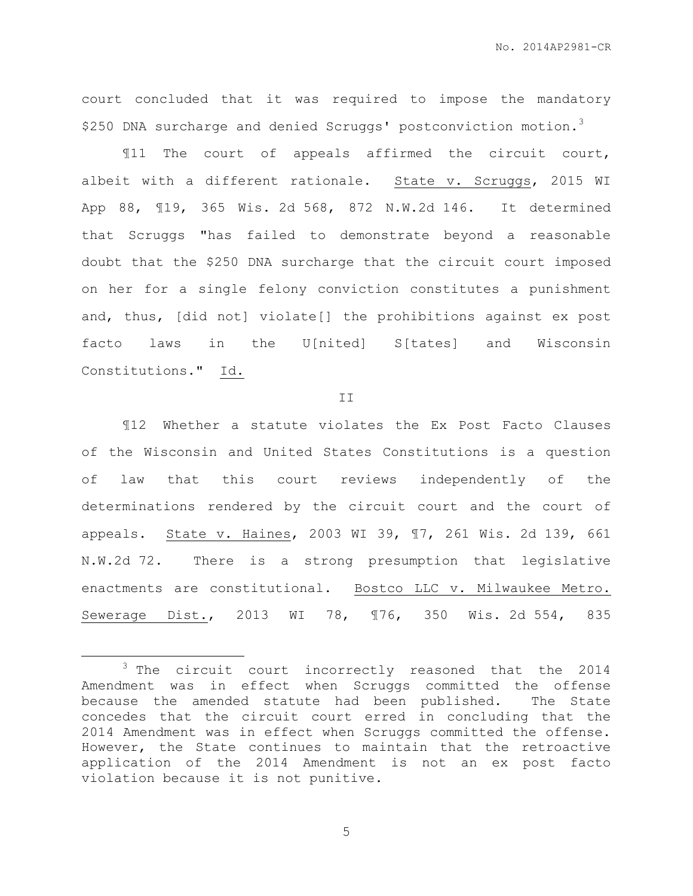court concluded that it was required to impose the mandatory $250 DNA surcharge and denied Scruggs' postconviction motion.[3]

¶11 The court of appeals affirmed the circuit court, albeit with a different rationale. State v. Scruggs, 2015 WI App 88, ¶19, 365 Wis. 2d 568, 872 N.W.2d 146. It determined that Scruggs "has failed to demonstrate beyond a reasonable doubt that the $250 DNA surcharge that the circuit court imposed on her for a single felony conviction constitutes a punishment and, thus, [did not] violate[] the prohibitions against ex post facto laws in the U[nited] S[tates] and Wisconsin Constitutions." Id.

II

¶12 Whether a statute violates the Ex Post Facto Clauses of the Wisconsin and United States Constitutions is a question of law that this court reviews independently of the determinations rendered by the circuit court and the court of appeals. State v. Haines, 2003 WI 39, ¶7, 261 Wis. 2d 139, 661 N.W.2d 72. There is a strong presumption that legislative enactments are constitutional. Bostco LLC v. Milwaukee Metro. Sewerage Dist., 2013 WI 78, ¶76, 350 Wis. 2d 554, 835

---

[3] The circuit court incorrectly reasoned that the 2014 Amendment was in effect when Scruggs committed the offense because the amended statute had been published. The State concedes that the circuit court erred in concluding that the 2014 Amendment was in effect when Scruggs committed the offense. However, the State continues to maintain that the retroactive application of the 2014 Amendment is not an ex post facto violation because it is not punitive.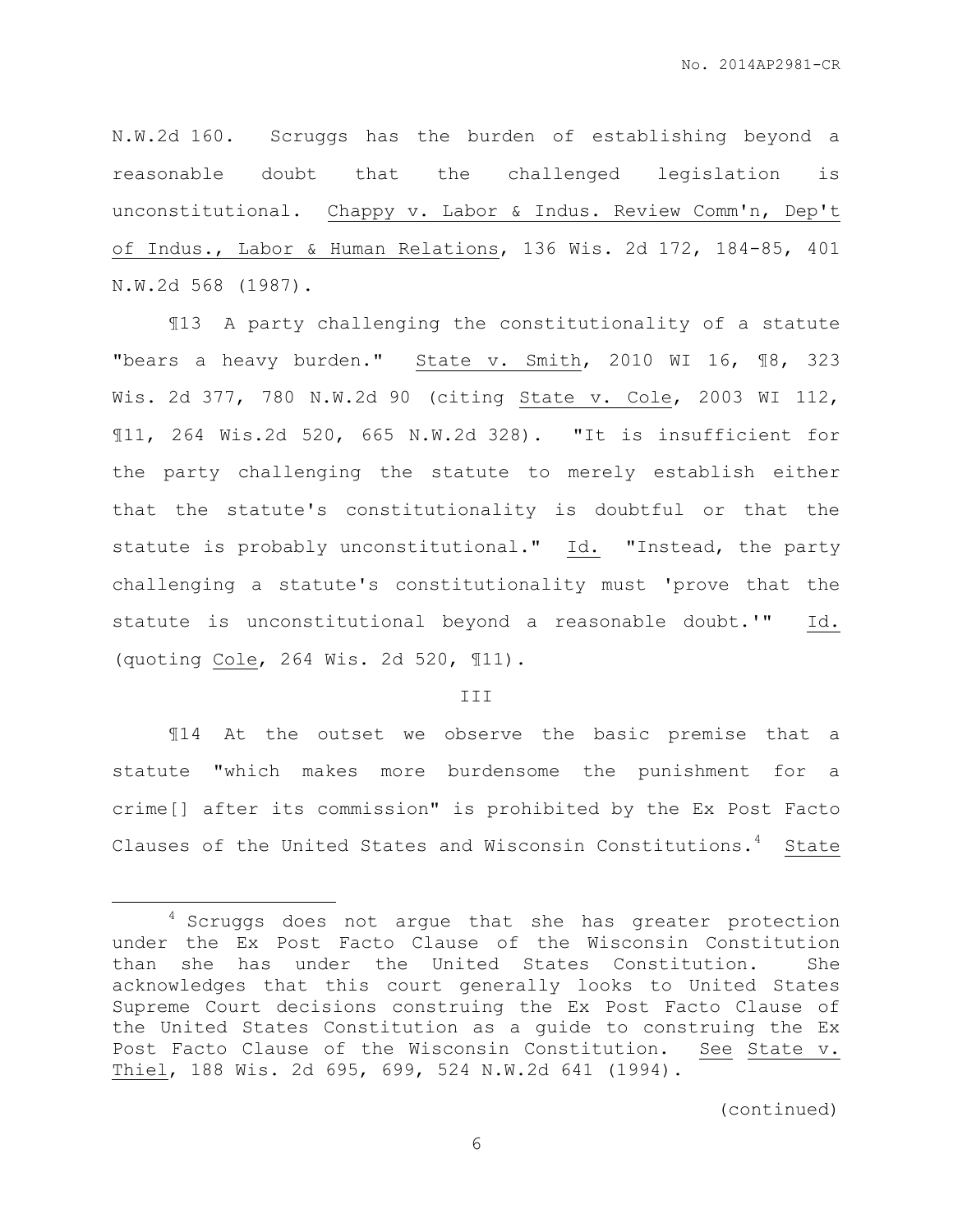N.W.2d 160. Scruggs has the burden of establishing beyond a reasonable doubt that the challenged legislation is unconstitutional. Chappy v. Labor & Indus. Review Comm'n, Dep't of Indus., Labor & Human Relations, 136 Wis. 2d 172, 184-85, 401 N.W.2d 568 (1987).

¶13 A party challenging the constitutionality of a statute "bears a heavy burden." State v. Smith, 2010 WI 16, ¶8, 323 Wis. 2d 377, 780 N.W.2d 90 (citing State v. Cole, 2003 WI 112, ¶11, 264 Wis.2d 520, 665 N.W.2d 328). "It is insufficient for the party challenging the statute to merely establish either that the statute's constitutionality is doubtful or that the statute is probably unconstitutional." Id. "Instead, the party challenging a statute's constitutionality must 'prove that the statute is unconstitutional beyond a reasonable doubt.'" Id. (quoting Cole, 264 Wis. 2d 520, ¶11).

III

¶14 At the outset we observe the basic premise that a statute "which makes more burdensome the punishment for a crime[] after its commission" is prohibited by the Ex Post Facto Clauses of the United States and Wisconsin Constitutions.[4] State

[4] Scruggs does not argue that she has greater protection under the Ex Post Facto Clause of the Wisconsin Constitution than she has under the United States Constitution. She acknowledges that this court generally looks to United States Supreme Court decisions construing the Ex Post Facto Clause of the United States Constitution as a guide to construing the Ex Post Facto Clause of the Wisconsin Constitution. See State v. Thiel, 188 Wis. 2d 695, 699, 524 N.W.2d 641 (1994).

(continued)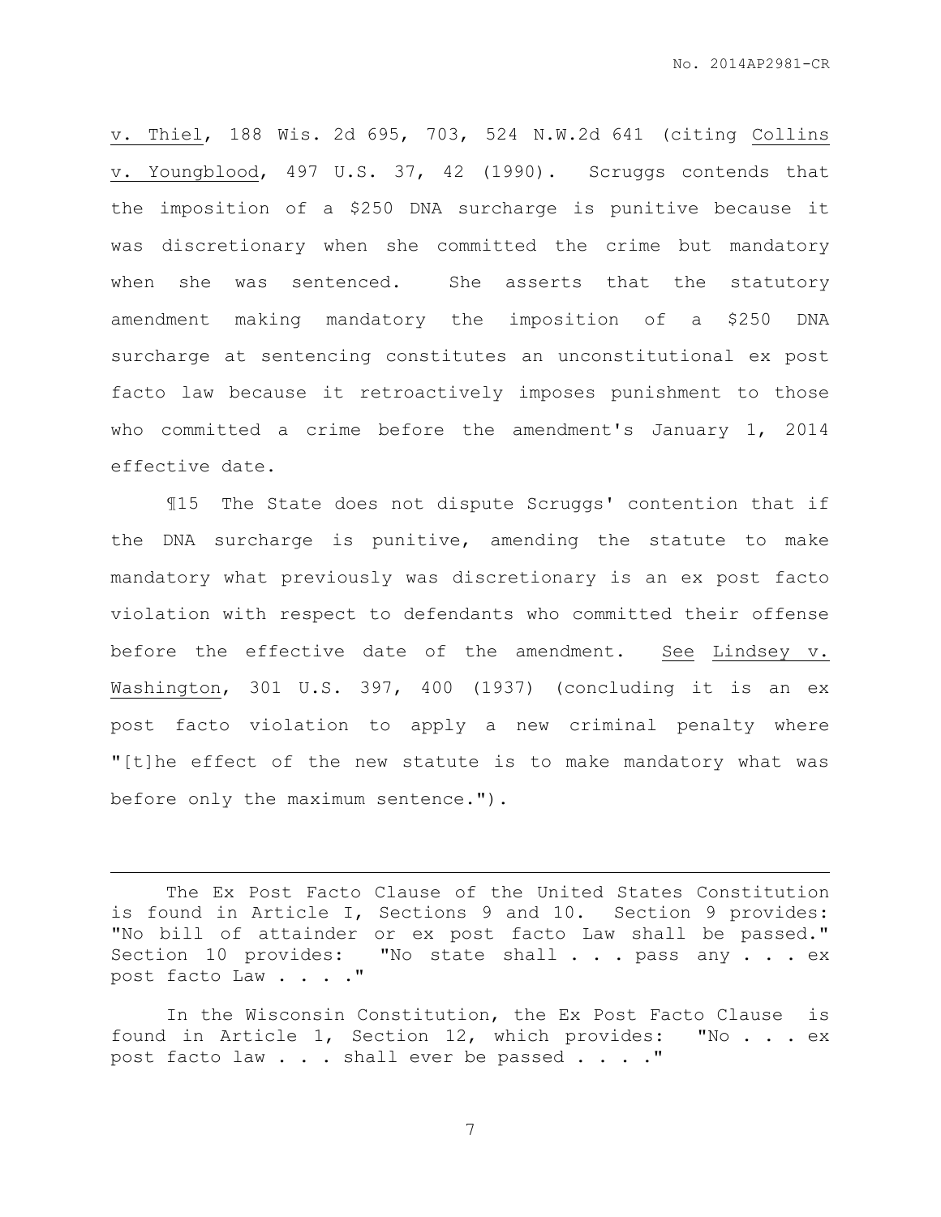v. Thiel, 188 Wis. 2d 695, 703, 524 N.W.2d 641 (citing Collins v. Youngblood, 497 U.S. 37, 42 (1990). Scruggs contends that the imposition of a $250 DNA surcharge is punitive because it was discretionary when she committed the crime but mandatory when she was sentenced. She asserts that the statutory amendment making mandatory the imposition of a $250 DNA surcharge at sentencing constitutes an unconstitutional ex post facto law because it retroactively imposes punishment to those who committed a crime before the amendment's January 1, 2014 effective date.

¶15 The State does not dispute Scruggs' contention that if the DNA surcharge is punitive, amending the statute to make mandatory what previously was discretionary is an ex post facto violation with respect to defendants who committed their offense before the effective date of the amendment. See Lindsey v. Washington, 301 U.S. 397, 400 (1937) (concluding it is an ex post facto violation to apply a new criminal penalty where "[t]he effect of the new statute is to make mandatory what was before only the maximum sentence.").

---

The Ex Post Facto Clause of the United States Constitution is found in Article I, Sections 9 and 10. Section 9 provides: "No bill of attainder or ex post facto Law shall be passed." Section 10 provides: "No state shall . . . pass any . . . ex post facto Law . . . ."

In the Wisconsin Constitution, the Ex Post Facto Clause is found in Article 1, Section 12, which provides: "No . . . ex post facto law . . . shall ever be passed . . . ."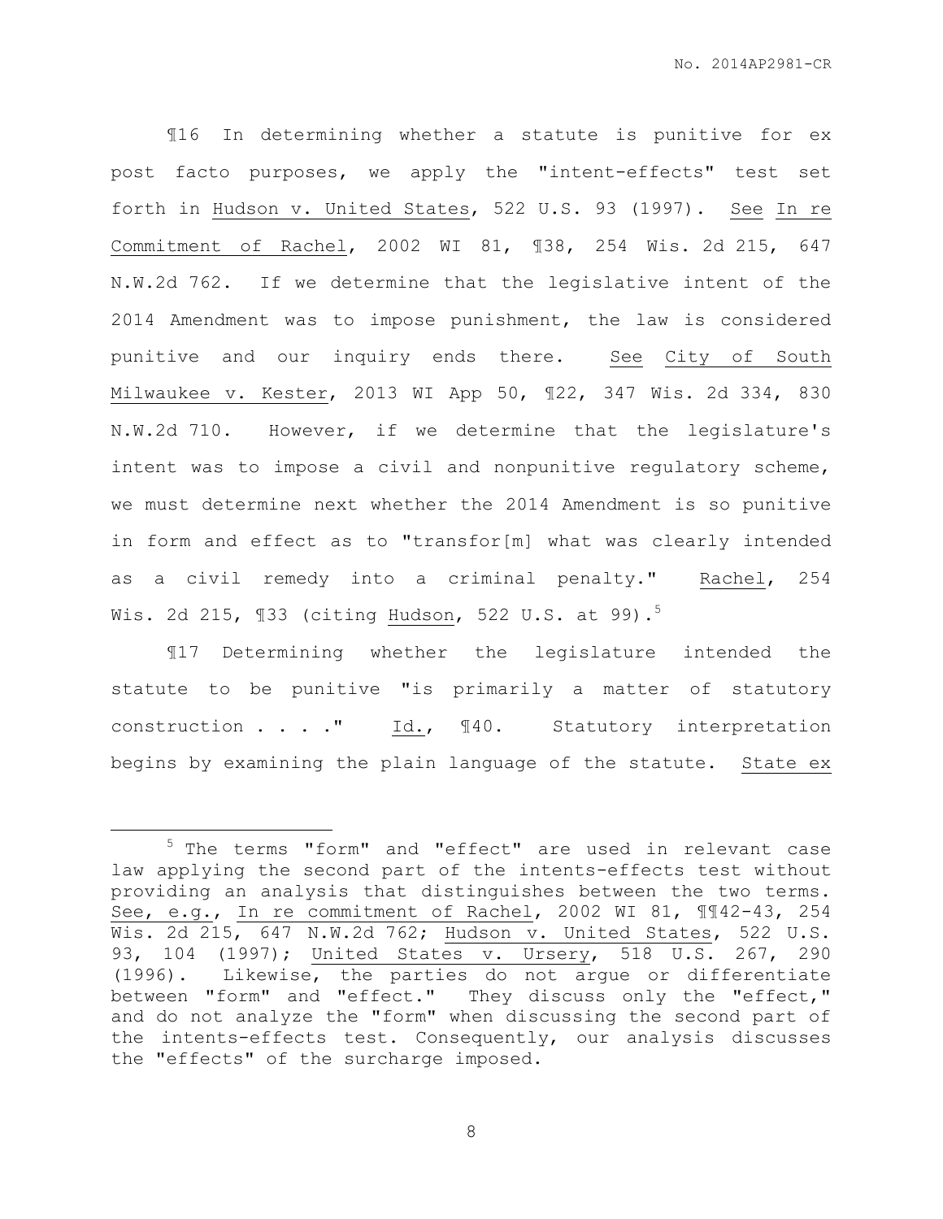¶16 In determining whether a statute is punitive for ex post facto purposes, we apply the "intent-effects" test set forth in Hudson v. United States, 522 U.S. 93 (1997). See In re Commitment of Rachel, 2002 WI 81, ¶38, 254 Wis. 2d 215, 647 N.W.2d 762. If we determine that the legislative intent of the 2014 Amendment was to impose punishment, the law is considered punitive and our inquiry ends there. See City of South Milwaukee v. Kester, 2013 WI App 50, ¶22, 347 Wis. 2d 334, 830 N.W.2d 710. However, if we determine that the legislature's intent was to impose a civil and nonpunitive regulatory scheme, we must determine next whether the 2014 Amendment is so punitive in form and effect as to "transfor[m] what was clearly intended as a civil remedy into a criminal penalty." Rachel, 254 Wis. 2d 215, ¶33 (citing Hudson, 522 U.S. at 99).[5]

¶17 Determining whether the legislature intended the statute to be punitive "is primarily a matter of statutory construction . . . ." Id., ¶40. Statutory interpretation begins by examining the plain language of the statute. State ex

---

[5] The terms "form" and "effect" are used in relevant case law applying the second part of the intents-effects test without providing an analysis that distinguishes between the two terms. See, e.g., In re commitment of Rachel, 2002 WI 81, ¶¶42-43, 254 Wis. 2d 215, 647 N.W.2d 762; Hudson v. United States, 522 U.S. 93, 104 (1997); United States v. Ursery, 518 U.S. 267, 290 (1996). Likewise, the parties do not argue or differentiate between "form" and "effect." They discuss only the "effect," and do not analyze the "form" when discussing the second part of the intents-effects test. Consequently, our analysis discusses the "effects" of the surcharge imposed.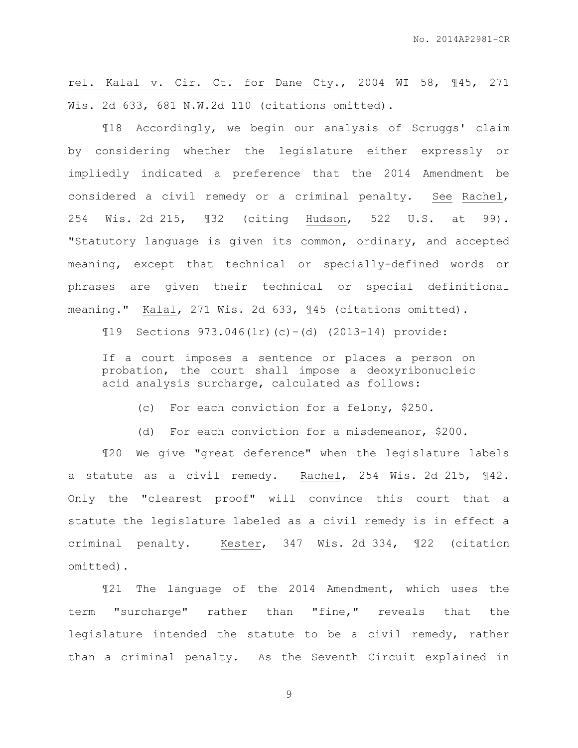rel. Kalal v. Cir. Ct. for Dane Cty., 2004 WI 58, ¶45, 271 Wis. 2d 633, 681 N.W.2d 110 (citations omitted).

¶18 Accordingly, we begin our analysis of Scruggs' claim by considering whether the legislature either expressly or impliedly indicated a preference that the 2014 Amendment be considered a civil remedy or a criminal penalty. See Rachel, 254 Wis. 2d 215, ¶32 (citing Hudson, 522 U.S. at 99). "Statutory language is given its common, ordinary, and accepted meaning, except that technical or specially-defined words or phrases are given their technical or special definitional meaning." Kalal, 271 Wis. 2d 633, ¶45 (citations omitted).

¶19 Sections 973.046(1r)(c)-(d) (2013-14) provide:

> If a court imposes a sentence or places a person on probation, the court shall impose a deoxyribonucleic acid analysis surcharge, calculated as follows:
>
> (c) For each conviction for a felony, $250.
>
> (d) For each conviction for a misdemeanor, $200.

¶20 We give "great deference" when the legislature labels a statute as a civil remedy. Rachel, 254 Wis. 2d 215, ¶42. Only the "clearest proof" will convince this court that a statute the legislature labeled as a civil remedy is in effect a criminal penalty. Kester, 347 Wis. 2d 334, ¶22 (citation omitted).

¶21 The language of the 2014 Amendment, which uses the term "surcharge" rather than "fine," reveals that the legislature intended the statute to be a civil remedy, rather than a criminal penalty. As the Seventh Circuit explained in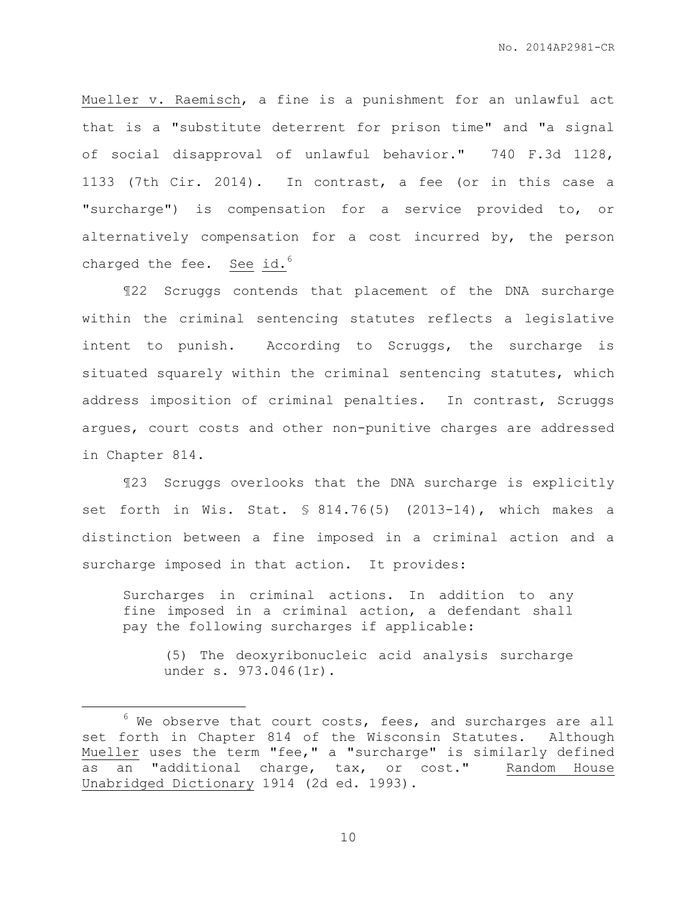Mueller v. Raemisch, a fine is a punishment for an unlawful act that is a "substitute deterrent for prison time" and "a signal of social disapproval of unlawful behavior." 740 F.3d 1128, 1133 (7th Cir. 2014). In contrast, a fee (or in this case a "surcharge") is compensation for a service provided to, or alternatively compensation for a cost incurred by, the person charged the fee. See id.[6]

¶22 Scruggs contends that placement of the DNA surcharge within the criminal sentencing statutes reflects a legislative intent to punish. According to Scruggs, the surcharge is situated squarely within the criminal sentencing statutes, which address imposition of criminal penalties. In contrast, Scruggs argues, court costs and other non-punitive charges are addressed in Chapter 814.

¶23 Scruggs overlooks that the DNA surcharge is explicitly set forth in Wis. Stat. § 814.76(5) (2013-14), which makes a distinction between a fine imposed in a criminal action and a surcharge imposed in that action. It provides:

> Surcharges in criminal actions. In addition to any fine imposed in a criminal action, a defendant shall pay the following surcharges if applicable:
>
> > (5) The deoxyribonucleic acid analysis surcharge under s. 973.046(1r).

---

[6] We observe that court costs, fees, and surcharges are all set forth in Chapter 814 of the Wisconsin Statutes. Although Mueller uses the term "fee," a "surcharge" is similarly defined as an "additional charge, tax, or cost." Random House Unabridged Dictionary 1914 (2d ed. 1993).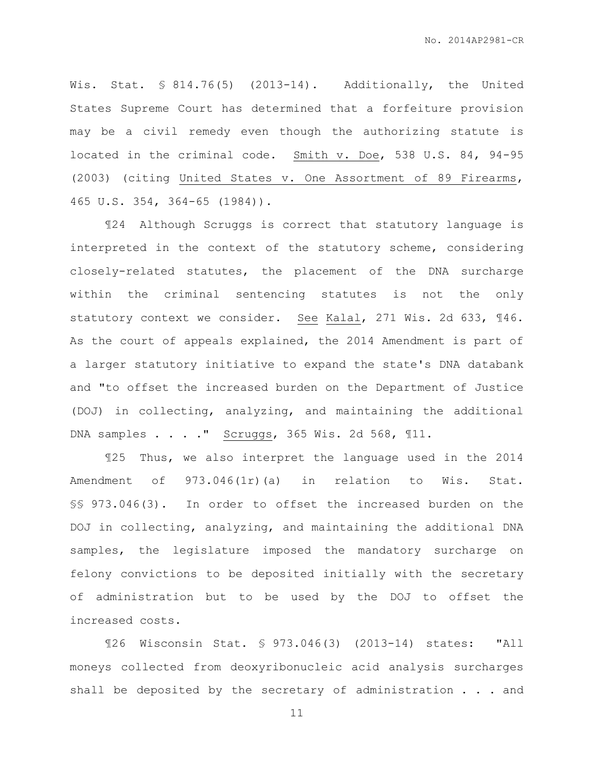Wis. Stat. § 814.76(5) (2013-14). Additionally, the United States Supreme Court has determined that a forfeiture provision may be a civil remedy even though the authorizing statute is located in the criminal code. Smith v. Doe, 538 U.S. 84, 94-95 (2003) (citing United States v. One Assortment of 89 Firearms, 465 U.S. 354, 364-65 (1984)).

¶24 Although Scruggs is correct that statutory language is interpreted in the context of the statutory scheme, considering closely-related statutes, the placement of the DNA surcharge within the criminal sentencing statutes is not the only statutory context we consider. See Kalal, 271 Wis. 2d 633, ¶46. As the court of appeals explained, the 2014 Amendment is part of a larger statutory initiative to expand the state's DNA databank and "to offset the increased burden on the Department of Justice (DOJ) in collecting, analyzing, and maintaining the additional DNA samples . . . ." Scruggs, 365 Wis. 2d 568, ¶11.

¶25 Thus, we also interpret the language used in the 2014 Amendment of 973.046(1r)(a) in relation to Wis. Stat. §§ 973.046(3). In order to offset the increased burden on the DOJ in collecting, analyzing, and maintaining the additional DNA samples, the legislature imposed the mandatory surcharge on felony convictions to be deposited initially with the secretary of administration but to be used by the DOJ to offset the increased costs.

¶26 Wisconsin Stat. § 973.046(3) (2013-14) states: "All moneys collected from deoxyribonucleic acid analysis surcharges shall be deposited by the secretary of administration . . . and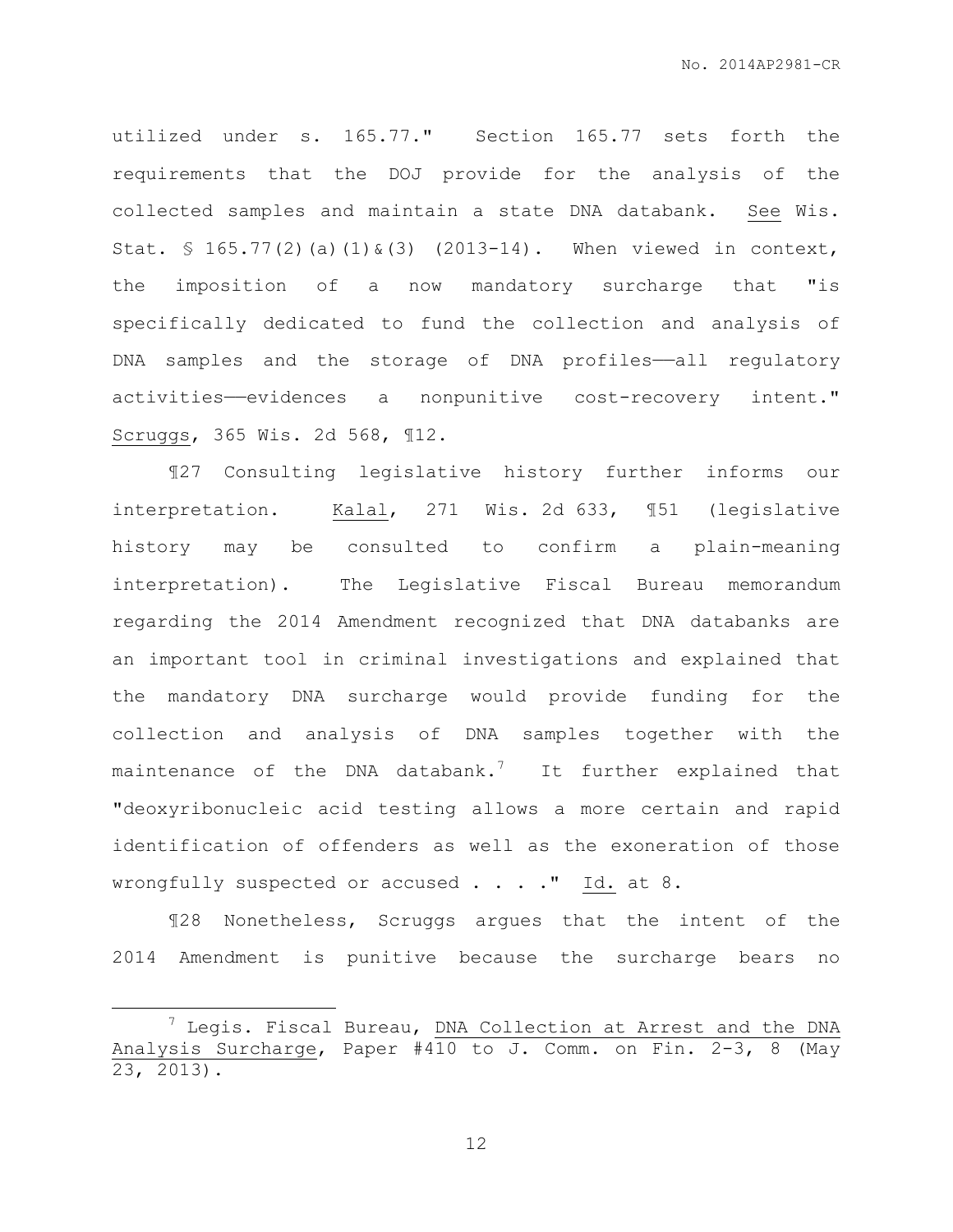utilized under s. 165.77." Section 165.77 sets forth the requirements that the DOJ provide for the analysis of the collected samples and maintain a state DNA databank. See Wis. Stat. § 165.77(2)(a)(1)&(3) (2013-14). When viewed in context, the imposition of a now mandatory surcharge that "is specifically dedicated to fund the collection and analysis of DNA samples and the storage of DNA profiles——all regulatory activities——evidences a nonpunitive cost-recovery intent." Scruggs, 365 Wis. 2d 568, ¶12.

¶27 Consulting legislative history further informs our interpretation. Kalal, 271 Wis. 2d 633, ¶51 (legislative history may be consulted to confirm a plain-meaning interpretation). The Legislative Fiscal Bureau memorandum regarding the 2014 Amendment recognized that DNA databanks are an important tool in criminal investigations and explained that the mandatory DNA surcharge would provide funding for the collection and analysis of DNA samples together with the maintenance of the DNA databank.[7] It further explained that "deoxyribonucleic acid testing allows a more certain and rapid identification of offenders as well as the exoneration of those wrongfully suspected or accused . . . ." Id. at 8.

¶28 Nonetheless, Scruggs argues that the intent of the 2014 Amendment is punitive because the surcharge bears no

---

[7] Legis. Fiscal Bureau, DNA Collection at Arrest and the DNA Analysis Surcharge, Paper #410 to J. Comm. on Fin. 2-3, 8 (May 23, 2013).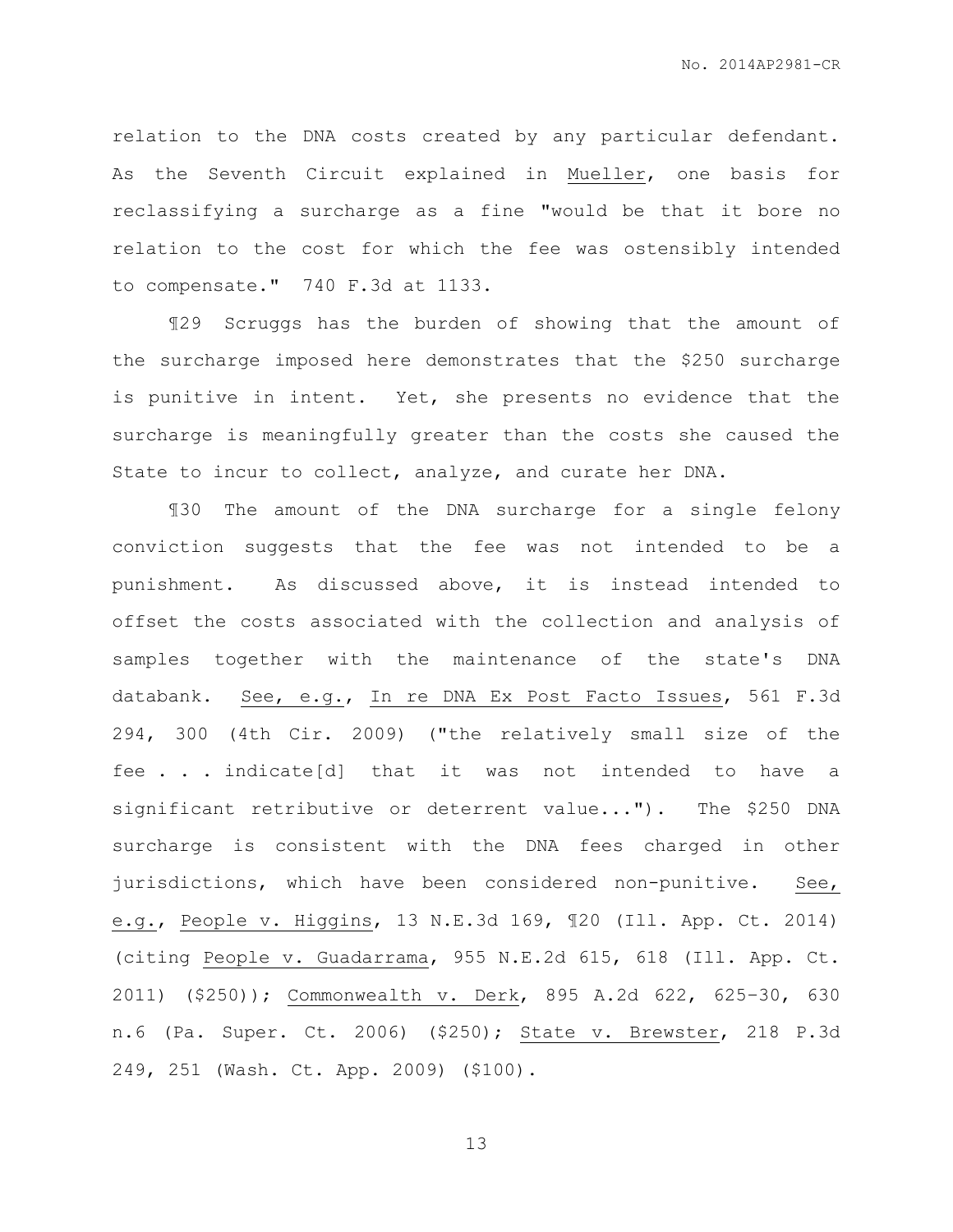relation to the DNA costs created by any particular defendant. As the Seventh Circuit explained in Mueller, one basis for reclassifying a surcharge as a fine "would be that it bore no relation to the cost for which the fee was ostensibly intended to compensate." 740 F.3d at 1133.

¶29 Scruggs has the burden of showing that the amount of the surcharge imposed here demonstrates that the $250 surcharge is punitive in intent. Yet, she presents no evidence that the surcharge is meaningfully greater than the costs she caused the State to incur to collect, analyze, and curate her DNA.

¶30 The amount of the DNA surcharge for a single felony conviction suggests that the fee was not intended to be a punishment. As discussed above, it is instead intended to offset the costs associated with the collection and analysis of samples together with the maintenance of the state's DNA databank. See, e.g., In re DNA Ex Post Facto Issues, 561 F.3d 294, 300 (4th Cir. 2009) ("the relatively small size of the fee . . . indicate[d] that it was not intended to have a significant retributive or deterrent value..."). The $250 DNA surcharge is consistent with the DNA fees charged in other jurisdictions, which have been considered non-punitive. See, e.g., People v. Higgins, 13 N.E.3d 169, ¶20 (Ill. App. Ct. 2014) (citing People v. Guadarrama, 955 N.E.2d 615, 618 (Ill. App. Ct. 2011) ($250)); Commonwealth v. Derk, 895 A.2d 622, 625–30, 630 n.6 (Pa. Super. Ct. 2006) ($250); State v. Brewster, 218 P.3d 249, 251 (Wash. Ct. App. 2009) ($100).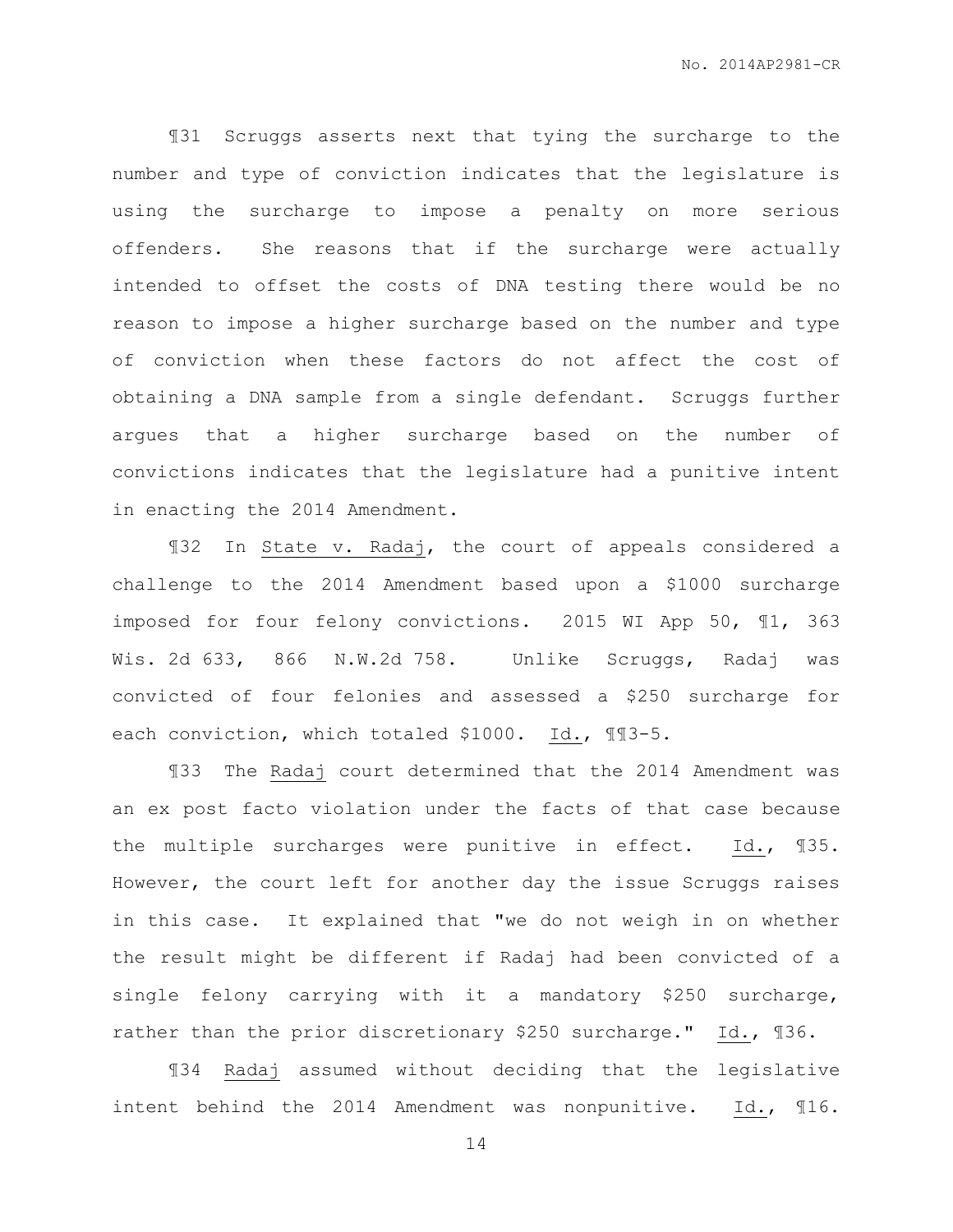¶31 Scruggs asserts next that tying the surcharge to the number and type of conviction indicates that the legislature is using the surcharge to impose a penalty on more serious offenders. She reasons that if the surcharge were actually intended to offset the costs of DNA testing there would be no reason to impose a higher surcharge based on the number and type of conviction when these factors do not affect the cost of obtaining a DNA sample from a single defendant. Scruggs further argues that a higher surcharge based on the number of convictions indicates that the legislature had a punitive intent in enacting the 2014 Amendment.

¶32 In State v. Radaj, the court of appeals considered a challenge to the 2014 Amendment based upon a $1000 surcharge imposed for four felony convictions. 2015 WI App 50, ¶1, 363 Wis. 2d 633, 866 N.W.2d 758. Unlike Scruggs, Radaj was convicted of four felonies and assessed a $250 surcharge for each conviction, which totaled $1000. Id., ¶¶3-5.

¶33 The Radaj court determined that the 2014 Amendment was an ex post facto violation under the facts of that case because the multiple surcharges were punitive in effect. Id., ¶35. However, the court left for another day the issue Scruggs raises in this case. It explained that "we do not weigh in on whether the result might be different if Radaj had been convicted of a single felony carrying with it a mandatory $250 surcharge, rather than the prior discretionary $250 surcharge." Id., ¶36.

¶34 Radaj assumed without deciding that the legislative intent behind the 2014 Amendment was nonpunitive. Id., ¶16.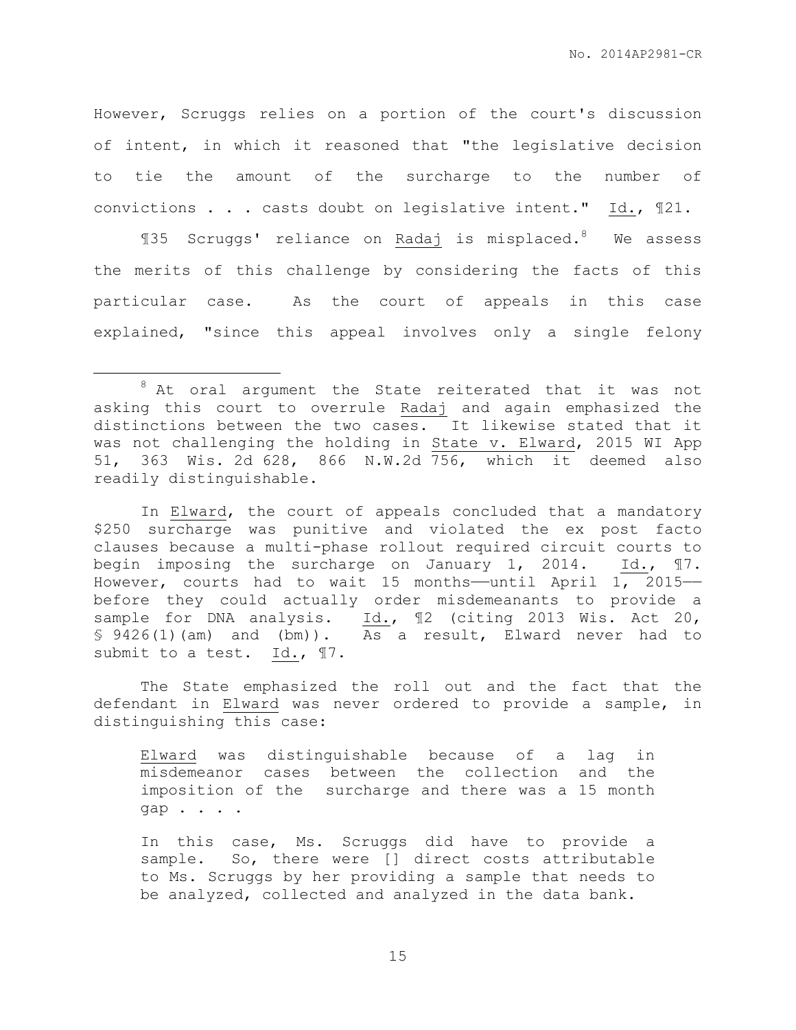However, Scruggs relies on a portion of the court's discussion of intent, in which it reasoned that "the legislative decision to tie the amount of the surcharge to the number of convictions . . . casts doubt on legislative intent." Id., ¶21.

¶35 Scruggs' reliance on Radaj is misplaced.[8] We assess the merits of this challenge by considering the facts of this particular case. As the court of appeals in this case explained, "since this appeal involves only a single felony

---

[8] At oral argument the State reiterated that it was not asking this court to overrule Radaj and again emphasized the distinctions between the two cases. It likewise stated that it was not challenging the holding in State v. Elward, 2015 WI App 51, 363 Wis. 2d 628, 866 N.W.2d 756, which it deemed also readily distinguishable.

In Elward, the court of appeals concluded that a mandatory $250 surcharge was punitive and violated the ex post facto clauses because a multi-phase rollout required circuit courts to begin imposing the surcharge on January 1, 2014. Id., ¶7. However, courts had to wait 15 months——until April 1, 2015——before they could actually order misdemeanants to provide a sample for DNA analysis. Id., ¶2 (citing 2013 Wis. Act 20, § 9426(1)(am) and (bm)). As a result, Elward never had to submit to a test. Id., ¶7.

The State emphasized the roll out and the fact that the defendant in Elward was never ordered to provide a sample, in distinguishing this case:

> Elward was distinguishable because of a lag in misdemeanor cases between the collection and the imposition of the surcharge and there was a 15 month gap . . . .
>
> In this case, Ms. Scruggs did have to provide a sample. So, there were [] direct costs attributable to Ms. Scruggs by her providing a sample that needs to be analyzed, collected and analyzed in the data bank.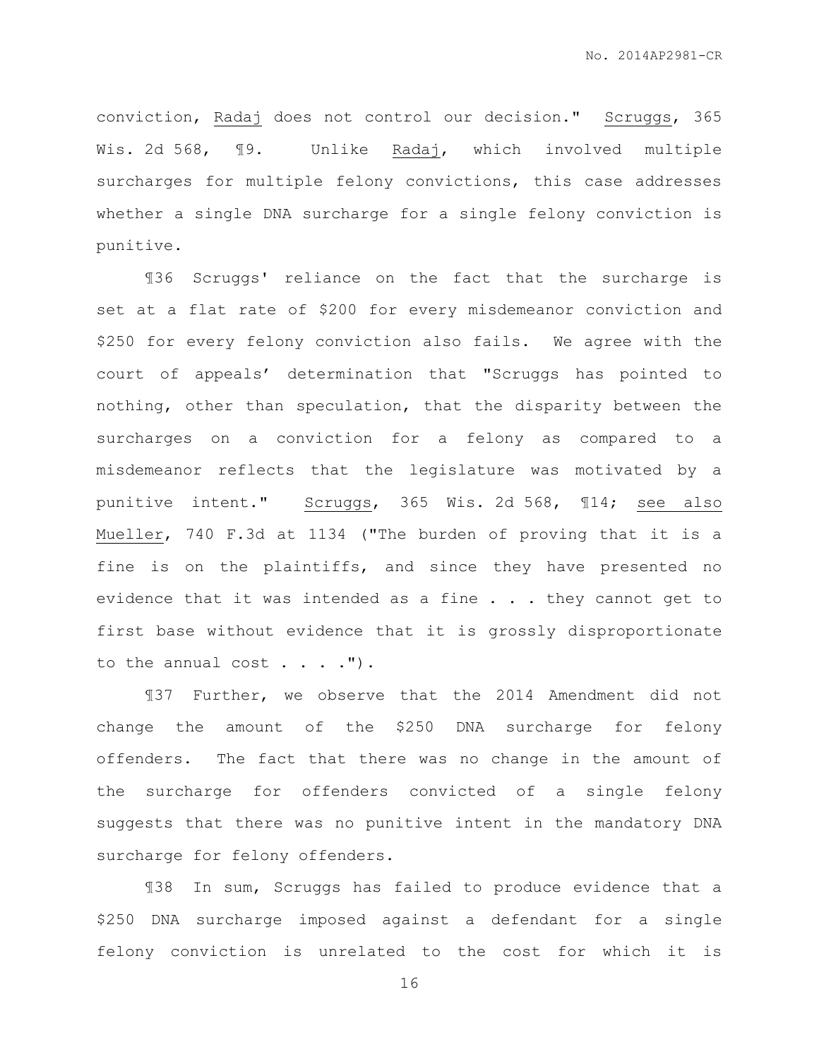conviction, Radaj does not control our decision." Scruggs, 365 Wis. 2d 568, ¶9. Unlike Radaj, which involved multiple surcharges for multiple felony convictions, this case addresses whether a single DNA surcharge for a single felony conviction is punitive.

¶36 Scruggs' reliance on the fact that the surcharge is set at a flat rate of $200 for every misdemeanor conviction and $250 for every felony conviction also fails. We agree with the court of appeals' determination that "Scruggs has pointed to nothing, other than speculation, that the disparity between the surcharges on a conviction for a felony as compared to a misdemeanor reflects that the legislature was motivated by a punitive intent." Scruggs, 365 Wis. 2d 568, ¶14; see also Mueller, 740 F.3d at 1134 ("The burden of proving that it is a fine is on the plaintiffs, and since they have presented no evidence that it was intended as a fine . . . they cannot get to first base without evidence that it is grossly disproportionate to the annual cost . . . .").

¶37 Further, we observe that the 2014 Amendment did not change the amount of the $250 DNA surcharge for felony offenders. The fact that there was no change in the amount of the surcharge for offenders convicted of a single felony suggests that there was no punitive intent in the mandatory DNA surcharge for felony offenders.

¶38 In sum, Scruggs has failed to produce evidence that a $250 DNA surcharge imposed against a defendant for a single felony conviction is unrelated to the cost for which it is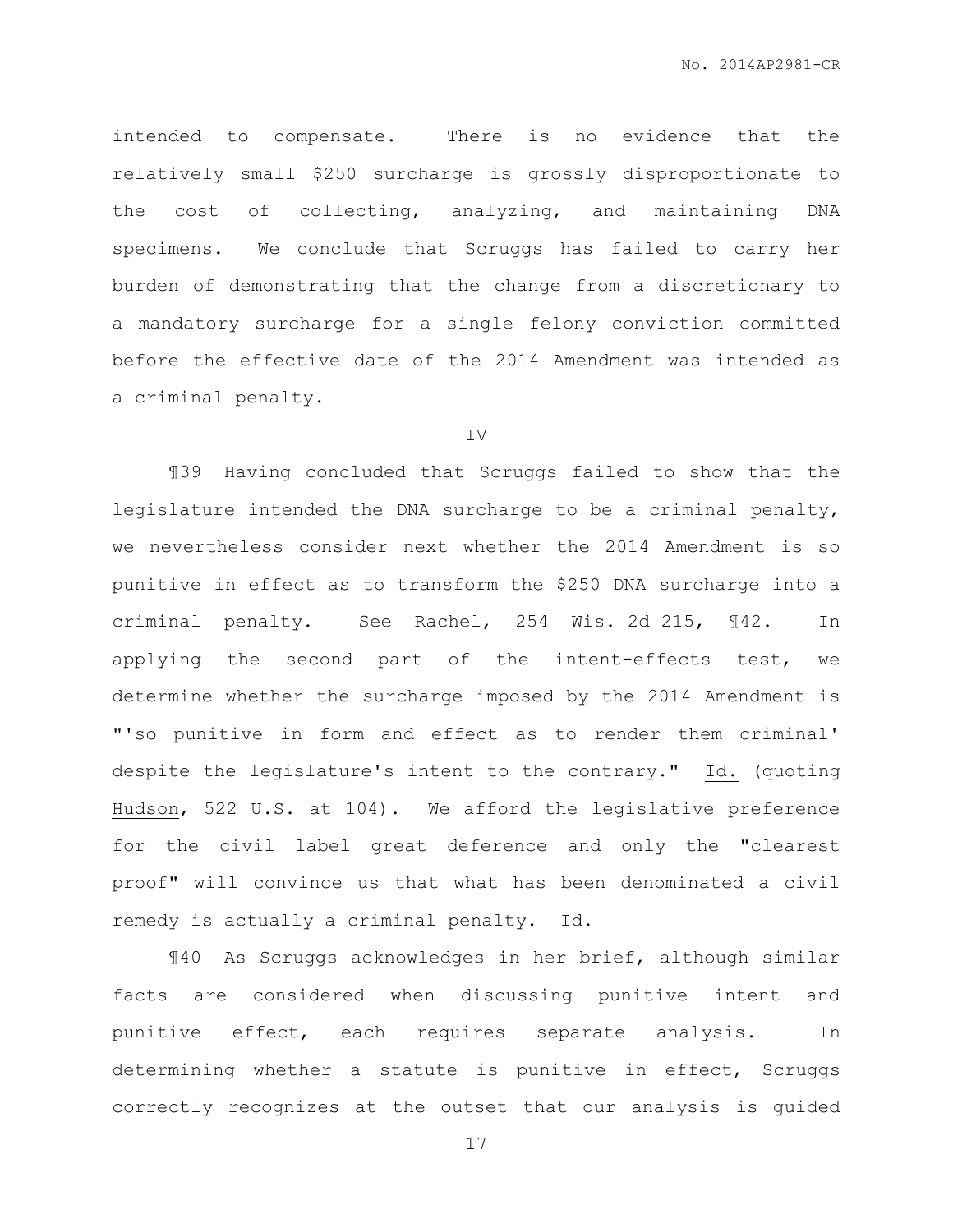intended to compensate. There is no evidence that the relatively small $250 surcharge is grossly disproportionate to the cost of collecting, analyzing, and maintaining DNA specimens. We conclude that Scruggs has failed to carry her burden of demonstrating that the change from a discretionary to a mandatory surcharge for a single felony conviction committed before the effective date of the 2014 Amendment was intended as a criminal penalty.

IV

¶39 Having concluded that Scruggs failed to show that the legislature intended the DNA surcharge to be a criminal penalty, we nevertheless consider next whether the 2014 Amendment is so punitive in effect as to transform the $250 DNA surcharge into a criminal penalty. See Rachel, 254 Wis. 2d 215, ¶42. In applying the second part of the intent-effects test, we determine whether the surcharge imposed by the 2014 Amendment is "'so punitive in form and effect as to render them criminal' despite the legislature's intent to the contrary." Id. (quoting Hudson, 522 U.S. at 104). We afford the legislative preference for the civil label great deference and only the "clearest proof" will convince us that what has been denominated a civil remedy is actually a criminal penalty. Id.

¶40 As Scruggs acknowledges in her brief, although similar facts are considered when discussing punitive intent and punitive effect, each requires separate analysis. In determining whether a statute is punitive in effect, Scruggs correctly recognizes at the outset that our analysis is guided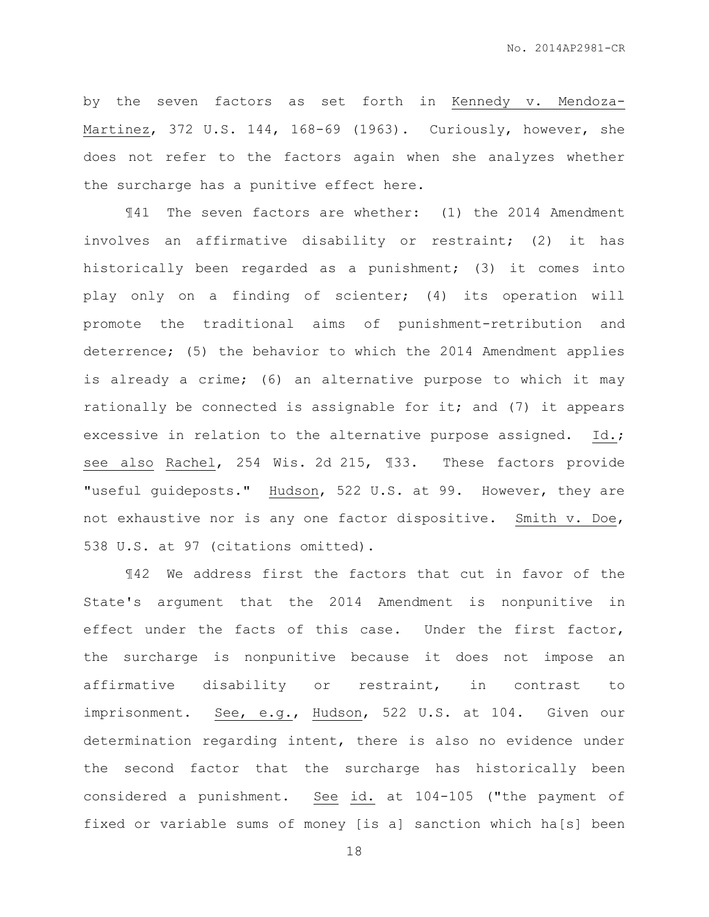by the seven factors as set forth in Kennedy v. Mendoza-Martinez, 372 U.S. 144, 168-69 (1963). Curiously, however, she does not refer to the factors again when she analyzes whether the surcharge has a punitive effect here.

¶41 The seven factors are whether: (1) the 2014 Amendment involves an affirmative disability or restraint; (2) it has historically been regarded as a punishment; (3) it comes into play only on a finding of scienter; (4) its operation will promote the traditional aims of punishment-retribution and deterrence; (5) the behavior to which the 2014 Amendment applies is already a crime; (6) an alternative purpose to which it may rationally be connected is assignable for it; and (7) it appears excessive in relation to the alternative purpose assigned. Id.; see also Rachel, 254 Wis. 2d 215, ¶33. These factors provide "useful guideposts." Hudson, 522 U.S. at 99. However, they are not exhaustive nor is any one factor dispositive. Smith v. Doe, 538 U.S. at 97 (citations omitted).

¶42 We address first the factors that cut in favor of the State's argument that the 2014 Amendment is nonpunitive in effect under the facts of this case. Under the first factor, the surcharge is nonpunitive because it does not impose an affirmative disability or restraint, in contrast to imprisonment. See, e.g., Hudson, 522 U.S. at 104. Given our determination regarding intent, there is also no evidence under the second factor that the surcharge has historically been considered a punishment. See id. at 104-105 ("the payment of fixed or variable sums of money [is a] sanction which ha[s] been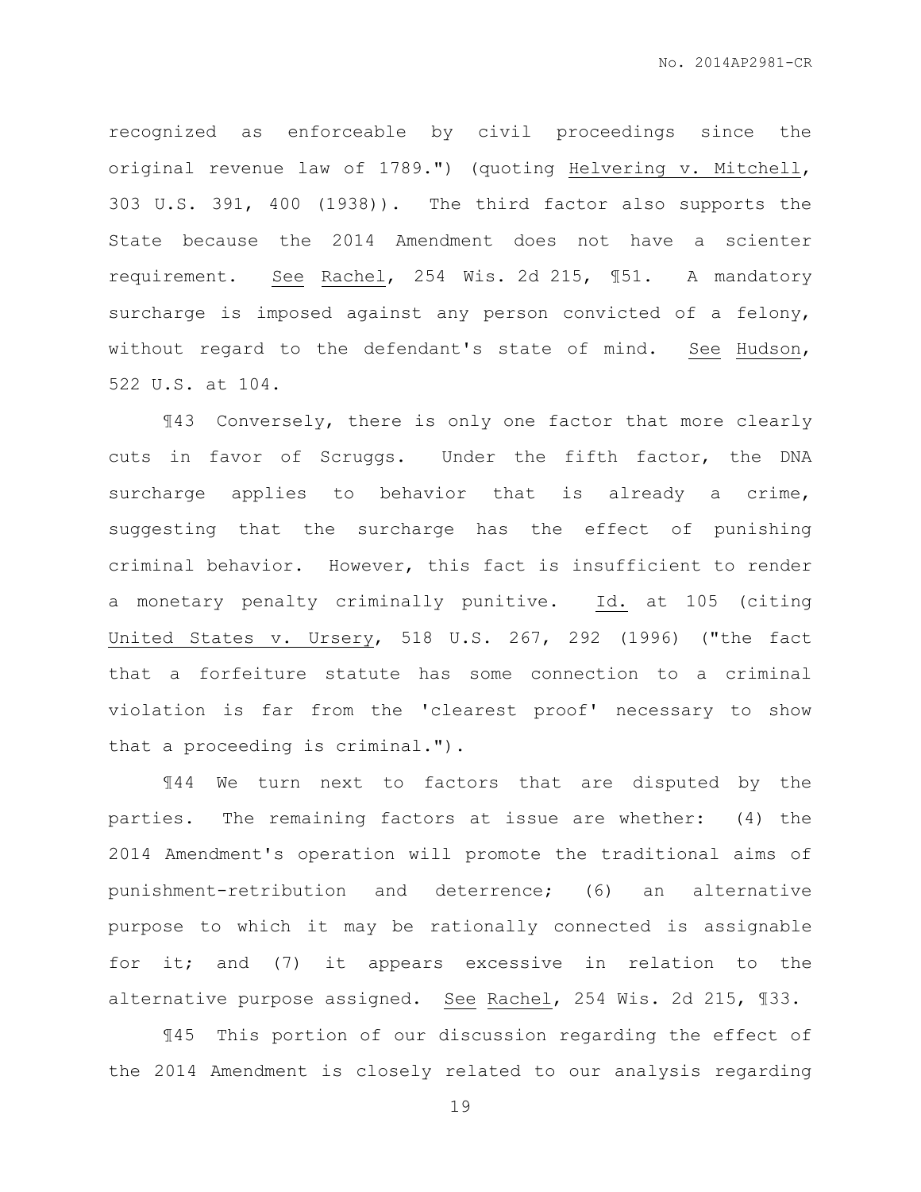recognized as enforceable by civil proceedings since the original revenue law of 1789.") (quoting Helvering v. Mitchell, 303 U.S. 391, 400 (1938)). The third factor also supports the State because the 2014 Amendment does not have a scienter requirement. See Rachel, 254 Wis. 2d 215, ¶51. A mandatory surcharge is imposed against any person convicted of a felony, without regard to the defendant's state of mind. See Hudson, 522 U.S. at 104.

¶43 Conversely, there is only one factor that more clearly cuts in favor of Scruggs. Under the fifth factor, the DNA surcharge applies to behavior that is already a crime, suggesting that the surcharge has the effect of punishing criminal behavior. However, this fact is insufficient to render a monetary penalty criminally punitive. Id. at 105 (citing United States v. Ursery, 518 U.S. 267, 292 (1996) ("the fact that a forfeiture statute has some connection to a criminal violation is far from the 'clearest proof' necessary to show that a proceeding is criminal.").

¶44 We turn next to factors that are disputed by the parties. The remaining factors at issue are whether: (4) the 2014 Amendment's operation will promote the traditional aims of punishment-retribution and deterrence; (6) an alternative purpose to which it may be rationally connected is assignable for it; and (7) it appears excessive in relation to the alternative purpose assigned. See Rachel, 254 Wis. 2d 215, ¶33.

¶45 This portion of our discussion regarding the effect of the 2014 Amendment is closely related to our analysis regarding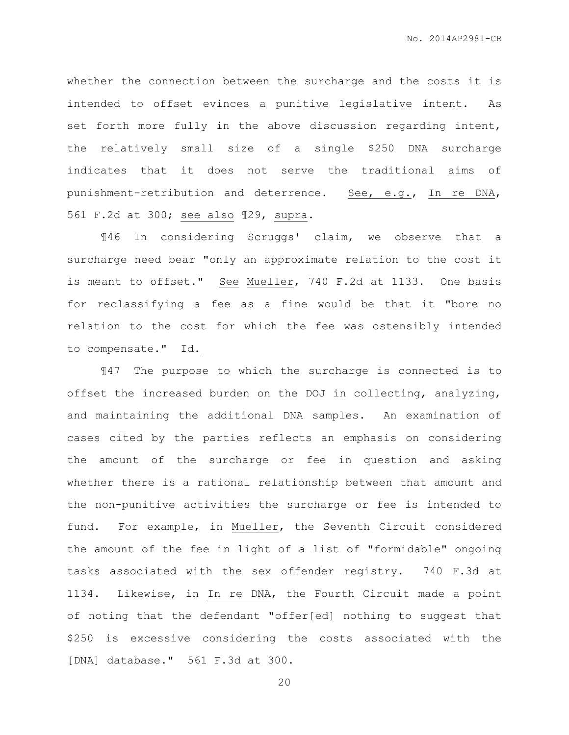whether the connection between the surcharge and the costs it is intended to offset evinces a punitive legislative intent. As set forth more fully in the above discussion regarding intent, the relatively small size of a single $250 DNA surcharge indicates that it does not serve the traditional aims of punishment-retribution and deterrence. See, e.g., In re DNA, 561 F.2d at 300; see also ¶29, supra.

¶46 In considering Scruggs' claim, we observe that a surcharge need bear "only an approximate relation to the cost it is meant to offset." See Mueller, 740 F.2d at 1133. One basis for reclassifying a fee as a fine would be that it "bore no relation to the cost for which the fee was ostensibly intended to compensate." Id.

¶47 The purpose to which the surcharge is connected is to offset the increased burden on the DOJ in collecting, analyzing, and maintaining the additional DNA samples. An examination of cases cited by the parties reflects an emphasis on considering the amount of the surcharge or fee in question and asking whether there is a rational relationship between that amount and the non-punitive activities the surcharge or fee is intended to fund. For example, in Mueller, the Seventh Circuit considered the amount of the fee in light of a list of "formidable" ongoing tasks associated with the sex offender registry. 740 F.3d at 1134. Likewise, in In re DNA, the Fourth Circuit made a point of noting that the defendant "offer[ed] nothing to suggest that $250 is excessive considering the costs associated with the [DNA] database." 561 F.3d at 300.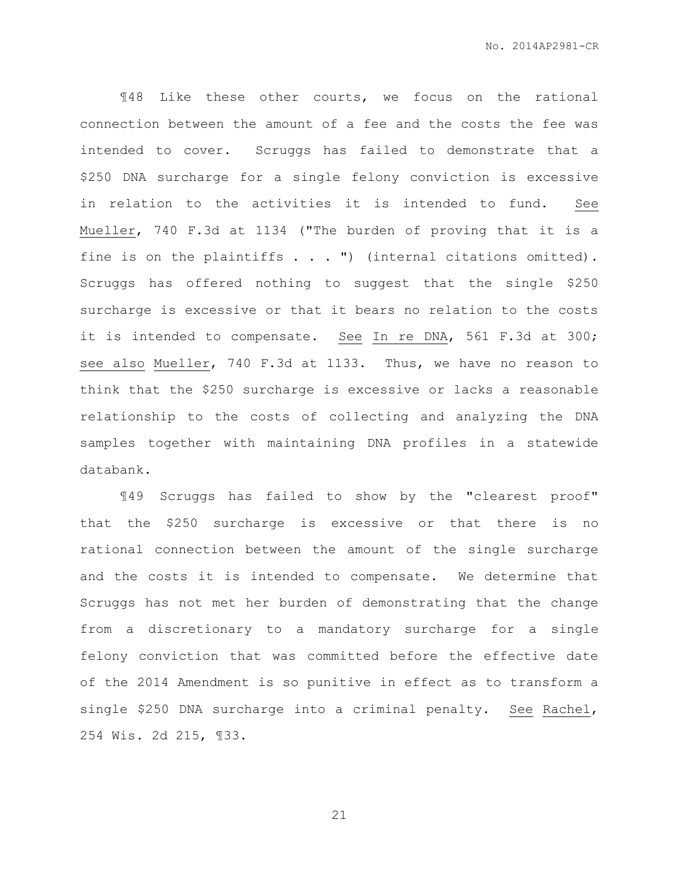¶48 Like these other courts, we focus on the rational connection between the amount of a fee and the costs the fee was intended to cover. Scruggs has failed to demonstrate that a $250 DNA surcharge for a single felony conviction is excessive in relation to the activities it is intended to fund. See Mueller, 740 F.3d at 1134 ("The burden of proving that it is a fine is on the plaintiffs . . . ") (internal citations omitted). Scruggs has offered nothing to suggest that the single $250 surcharge is excessive or that it bears no relation to the costs it is intended to compensate. See In re DNA, 561 F.3d at 300; see also Mueller, 740 F.3d at 1133. Thus, we have no reason to think that the $250 surcharge is excessive or lacks a reasonable relationship to the costs of collecting and analyzing the DNA samples together with maintaining DNA profiles in a statewide databank.

¶49 Scruggs has failed to show by the "clearest proof" that the $250 surcharge is excessive or that there is no rational connection between the amount of the single surcharge and the costs it is intended to compensate. We determine that Scruggs has not met her burden of demonstrating that the change from a discretionary to a mandatory surcharge for a single felony conviction that was committed before the effective date of the 2014 Amendment is so punitive in effect as to transform a single $250 DNA surcharge into a criminal penalty. See Rachel, 254 Wis. 2d 215, ¶33.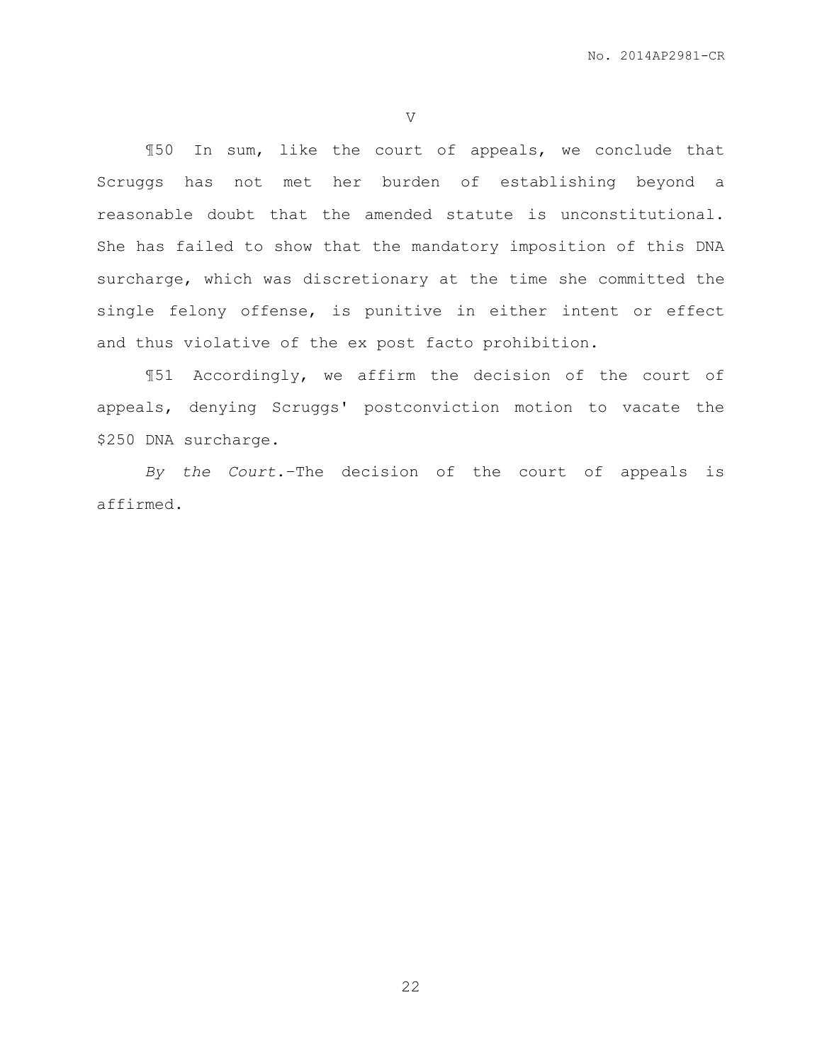## V

¶50 In sum, like the court of appeals, we conclude that Scruggs has not met her burden of establishing beyond a reasonable doubt that the amended statute is unconstitutional. She has failed to show that the mandatory imposition of this DNA surcharge, which was discretionary at the time she committed the single felony offense, is punitive in either intent or effect and thus violative of the ex post facto prohibition.

¶51 Accordingly, we affirm the decision of the court of appeals, denying Scruggs' postconviction motion to vacate the $250 DNA surcharge.

*By the Court.*–The decision of the court of appeals is affirmed.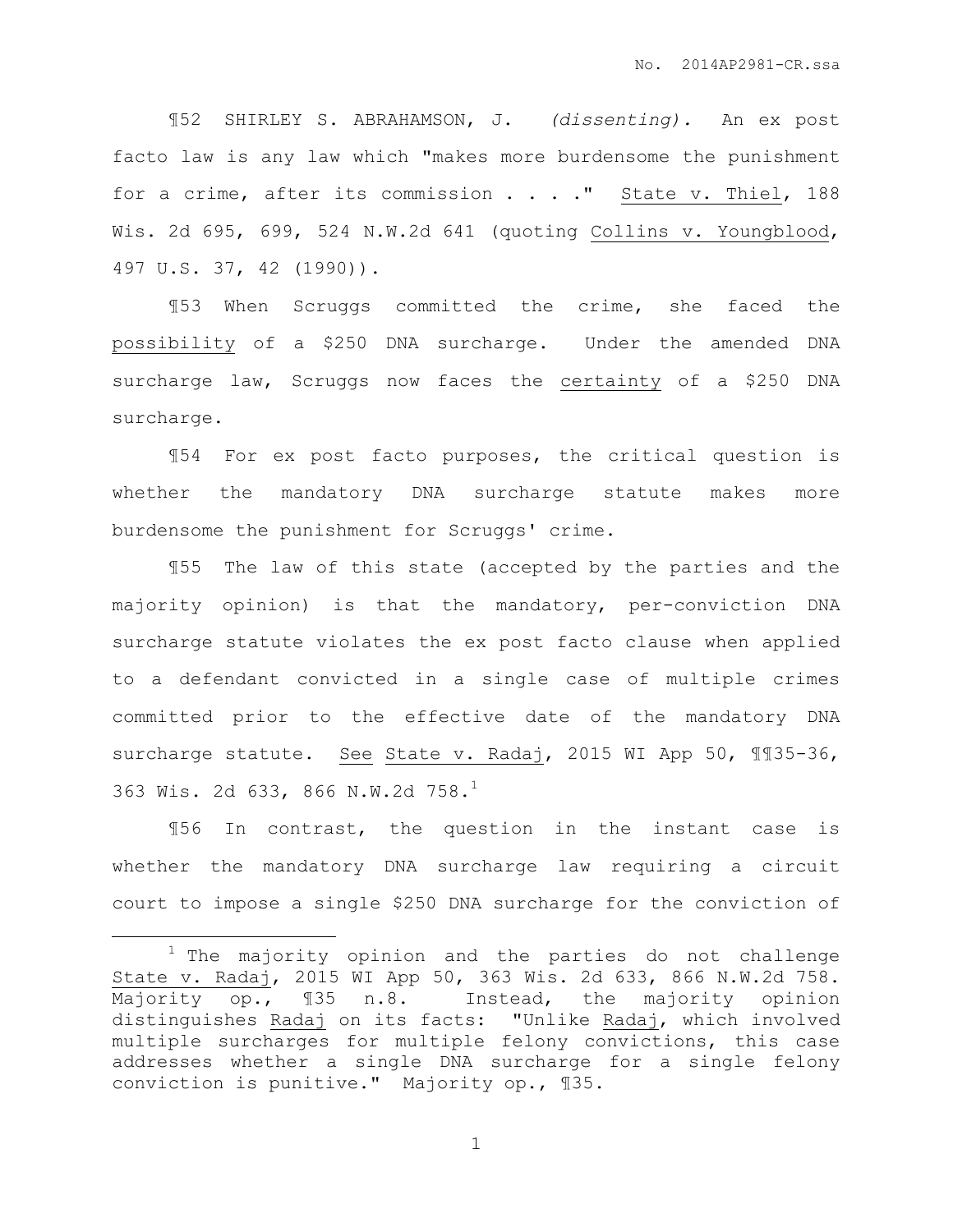¶52 SHIRLEY S. ABRAHAMSON, J. *(dissenting).* An ex post facto law is any law which "makes more burdensome the punishment for a crime, after its commission . . . ." State v. Thiel, 188 Wis. 2d 695, 699, 524 N.W.2d 641 (quoting Collins v. Youngblood, 497 U.S. 37, 42 (1990)).

¶53 When Scruggs committed the crime, she faced the possibility of a $250 DNA surcharge. Under the amended DNA surcharge law, Scruggs now faces the certainty of a $250 DNA surcharge.

¶54 For ex post facto purposes, the critical question is whether the mandatory DNA surcharge statute makes more burdensome the punishment for Scruggs' crime.

¶55 The law of this state (accepted by the parties and the majority opinion) is that the mandatory, per-conviction DNA surcharge statute violates the ex post facto clause when applied to a defendant convicted in a single case of multiple crimes committed prior to the effective date of the mandatory DNA surcharge statute. See State v. Radaj, 2015 WI App 50, ¶¶35-36, 363 Wis. 2d 633, 866 N.W.2d 758.[1]

¶56 In contrast, the question in the instant case is whether the mandatory DNA surcharge law requiring a circuit court to impose a single $250 DNA surcharge for the conviction of

---

[1] The majority opinion and the parties do not challenge State v. Radaj, 2015 WI App 50, 363 Wis. 2d 633, 866 N.W.2d 758. Majority op., ¶35 n.8. Instead, the majority opinion distinguishes Radaj on its facts: "Unlike Radaj, which involved multiple surcharges for multiple felony convictions, this case addresses whether a single DNA surcharge for a single felony conviction is punitive." Majority op., ¶35.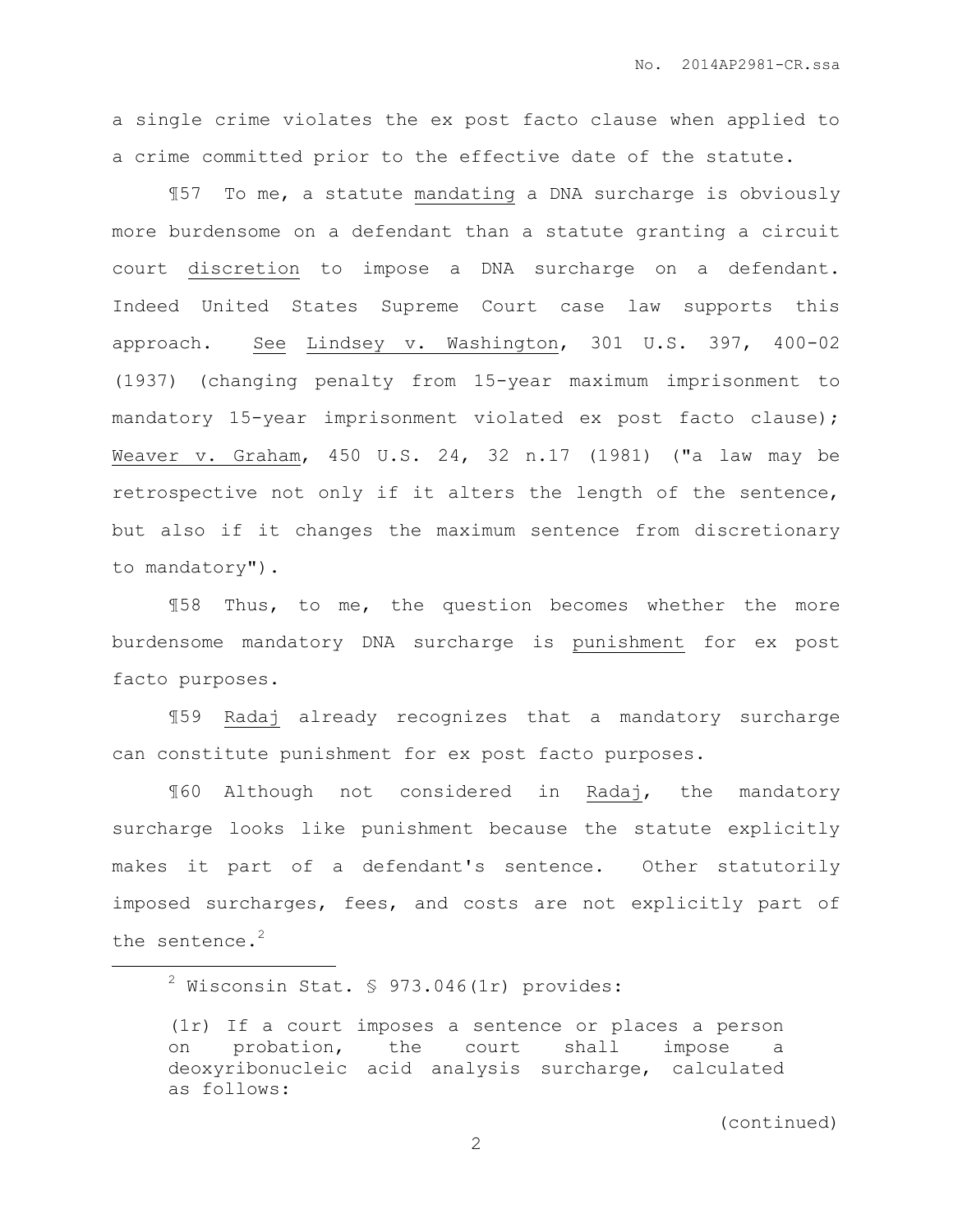a single crime violates the ex post facto clause when applied to a crime committed prior to the effective date of the statute.

¶57 To me, a statute mandating a DNA surcharge is obviously more burdensome on a defendant than a statute granting a circuit court discretion to impose a DNA surcharge on a defendant. Indeed United States Supreme Court case law supports this approach. See Lindsey v. Washington, 301 U.S. 397, 400-02 (1937) (changing penalty from 15-year maximum imprisonment to mandatory 15-year imprisonment violated ex post facto clause); Weaver v. Graham, 450 U.S. 24, 32 n.17 (1981) ("a law may be retrospective not only if it alters the length of the sentence, but also if it changes the maximum sentence from discretionary to mandatory").

¶58 Thus, to me, the question becomes whether the more burdensome mandatory DNA surcharge is punishment for ex post facto purposes.

¶59 Radaj already recognizes that a mandatory surcharge can constitute punishment for ex post facto purposes.

¶60 Although not considered in Radaj, the mandatory surcharge looks like punishment because the statute explicitly makes it part of a defendant's sentence. Other statutorily imposed surcharges, fees, and costs are not explicitly part of the sentence.[2]

---

[2] Wisconsin Stat. § 973.046(1r) provides:

> (1r) If a court imposes a sentence or places a person on probation, the court shall impose a deoxyribonucleic acid analysis surcharge, calculated as follows:

(continued)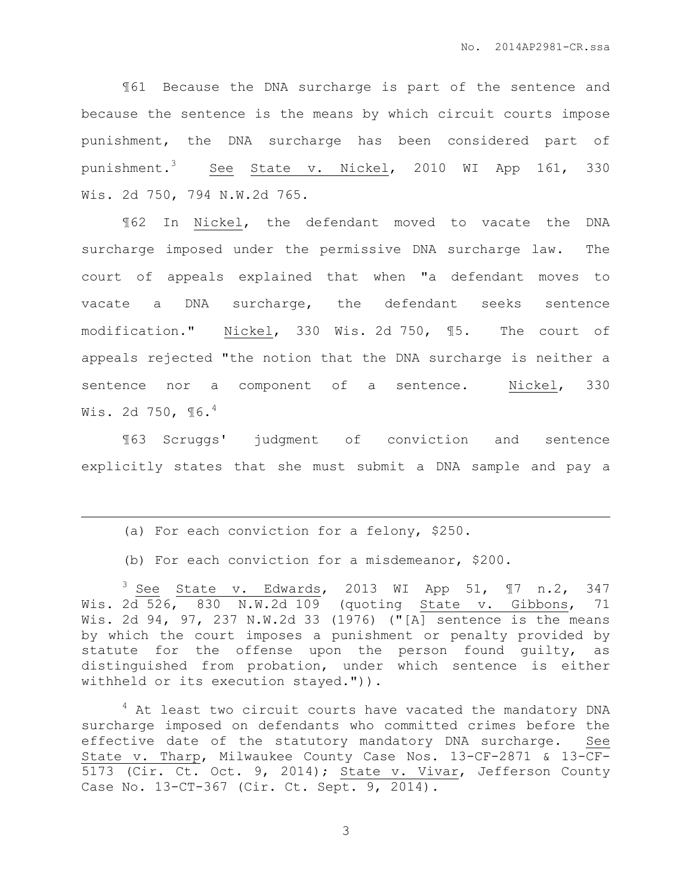¶61 Because the DNA surcharge is part of the sentence and because the sentence is the means by which circuit courts impose punishment, the DNA surcharge has been considered part of punishment.[3] See State v. Nickel, 2010 WI App 161, 330 Wis. 2d 750, 794 N.W.2d 765.

¶62 In Nickel, the defendant moved to vacate the DNA surcharge imposed under the permissive DNA surcharge law. The court of appeals explained that when "a defendant moves to vacate a DNA surcharge, the defendant seeks sentence modification." Nickel, 330 Wis. 2d 750, ¶5. The court of appeals rejected "the notion that the DNA surcharge is neither a sentence nor a component of a sentence. Nickel, 330 Wis. 2d 750, ¶6.[4]

¶63 Scruggs' judgment of conviction and sentence explicitly states that she must submit a DNA sample and pay a

---

(a) For each conviction for a felony, $250.

(b) For each conviction for a misdemeanor, $200.

[3] See State v. Edwards, 2013 WI App 51, ¶7 n.2, 347 Wis. 2d 526, 830 N.W.2d 109 (quoting State v. Gibbons, 71 Wis. 2d 94, 97, 237 N.W.2d 33 (1976) ("[A] sentence is the means by which the court imposes a punishment or penalty provided by statute for the offense upon the person found guilty, as distinguished from probation, under which sentence is either withheld or its execution stayed.")).

[4] At least two circuit courts have vacated the mandatory DNA surcharge imposed on defendants who committed crimes before the effective date of the statutory mandatory DNA surcharge. See State v. Tharp, Milwaukee County Case Nos. 13-CF-2871 & 13-CF-5173 (Cir. Ct. Oct. 9, 2014); State v. Vivar, Jefferson County Case No. 13-CT-367 (Cir. Ct. Sept. 9, 2014).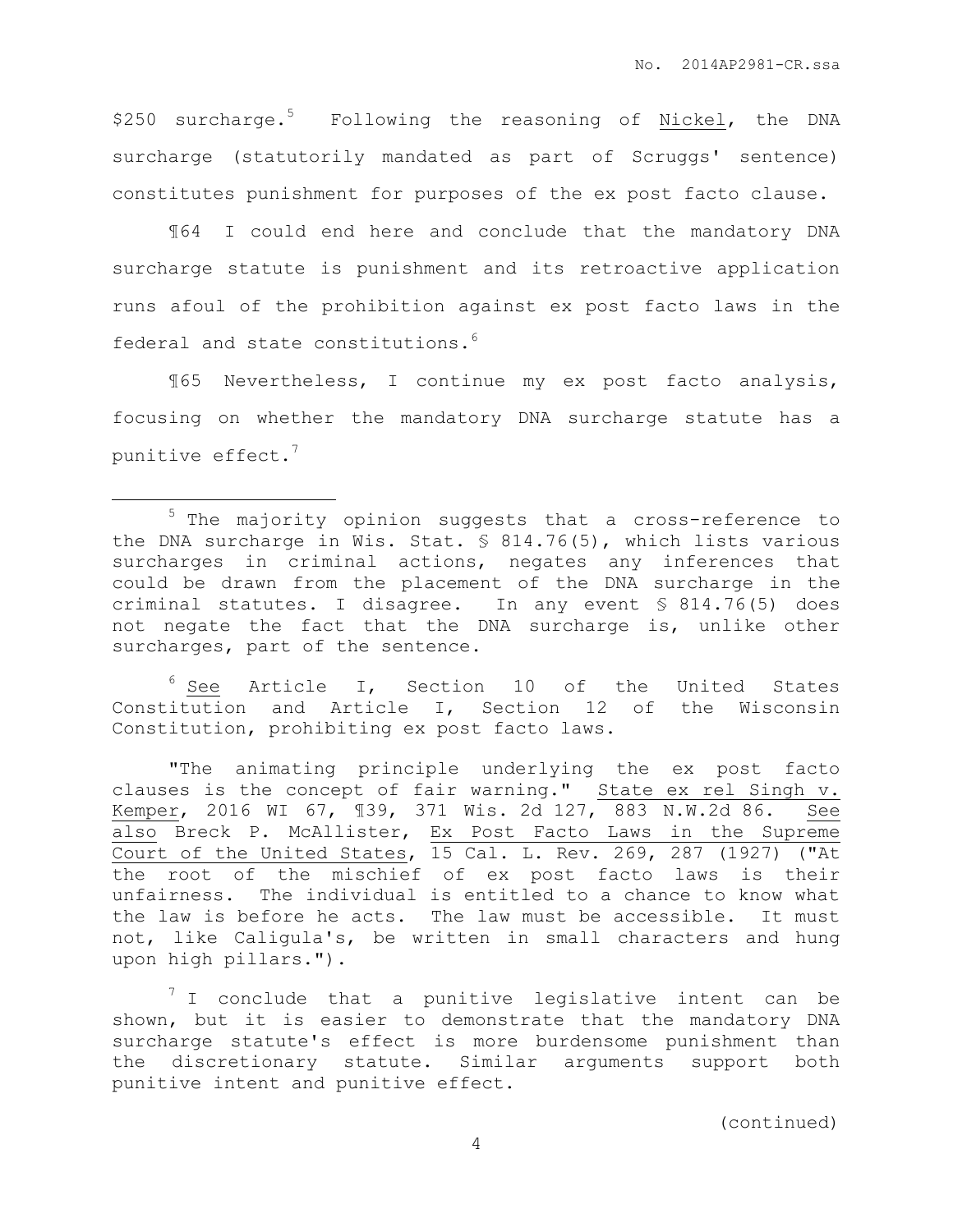$250 surcharge.[5] Following the reasoning of Nickel, the DNA surcharge (statutorily mandated as part of Scruggs' sentence) constitutes punishment for purposes of the ex post facto clause.

¶64 I could end here and conclude that the mandatory DNA surcharge statute is punishment and its retroactive application runs afoul of the prohibition against ex post facto laws in the federal and state constitutions.[6]

¶65 Nevertheless, I continue my ex post facto analysis, focusing on whether the mandatory DNA surcharge statute has a punitive effect.[7]

---

[5] The majority opinion suggests that a cross-reference to the DNA surcharge in Wis. Stat. § 814.76(5), which lists various surcharges in criminal actions, negates any inferences that could be drawn from the placement of the DNA surcharge in the criminal statutes. I disagree. In any event § 814.76(5) does not negate the fact that the DNA surcharge is, unlike other surcharges, part of the sentence.

[6] See Article I, Section 10 of the United States Constitution and Article I, Section 12 of the Wisconsin Constitution, prohibiting ex post facto laws.

"The animating principle underlying the ex post facto clauses is the concept of fair warning." State ex rel Singh v. Kemper, 2016 WI 67, ¶39, 371 Wis. 2d 127, 883 N.W.2d 86. See also Breck P. McAllister, Ex Post Facto Laws in the Supreme Court of the United States, 15 Cal. L. Rev. 269, 287 (1927) ("At the root of the mischief of ex post facto laws is their unfairness. The individual is entitled to a chance to know what the law is before he acts. The law must be accessible. It must not, like Caligula's, be written in small characters and hung upon high pillars.").

[7] I conclude that a punitive legislative intent can be shown, but it is easier to demonstrate that the mandatory DNA surcharge statute's effect is more burdensome punishment than the discretionary statute. Similar arguments support both punitive intent and punitive effect.

(continued)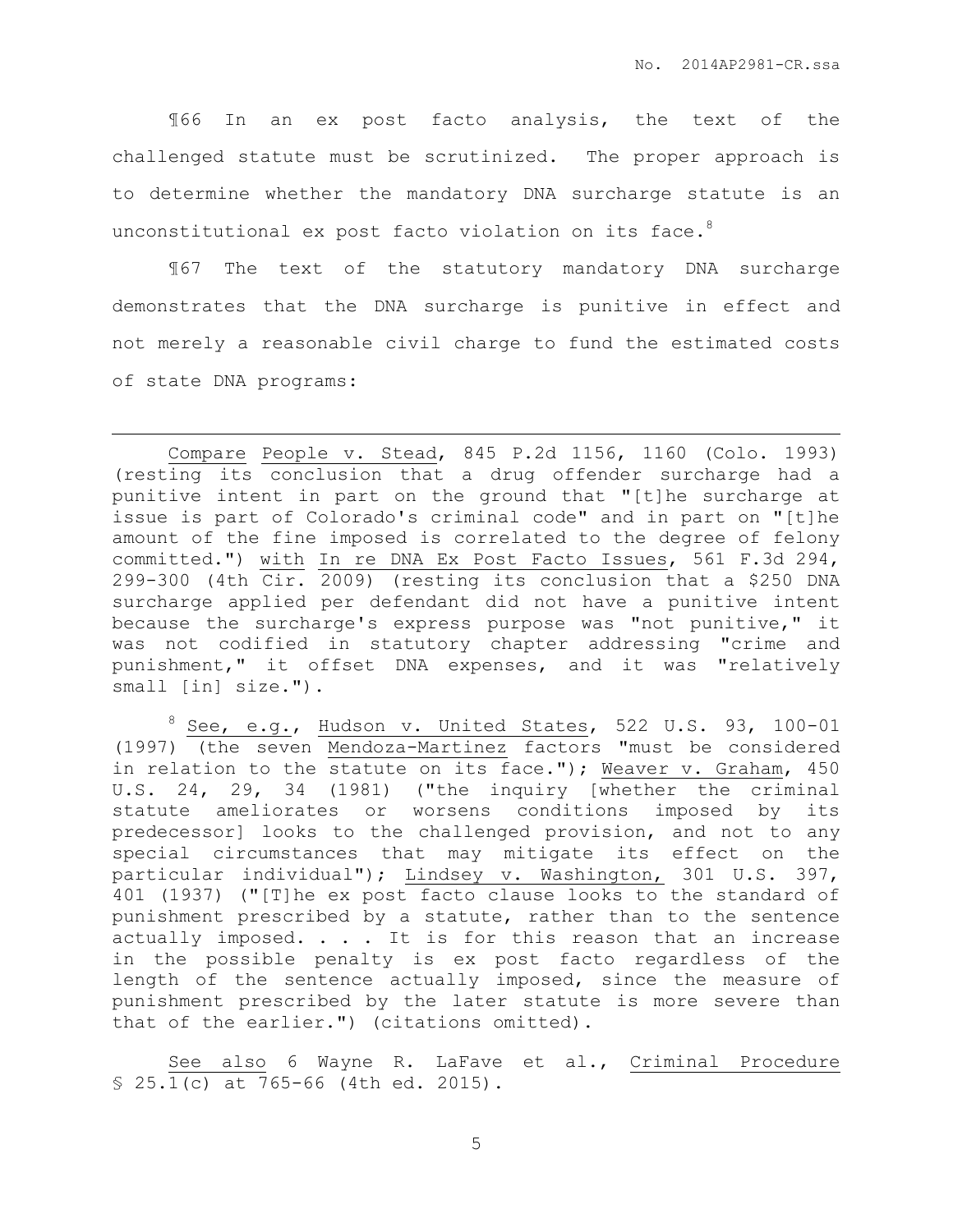¶66 In an ex post facto analysis, the text of the challenged statute must be scrutinized. The proper approach is to determine whether the mandatory DNA surcharge statute is an unconstitutional ex post facto violation on its face.[8]

¶67 The text of the statutory mandatory DNA surcharge demonstrates that the DNA surcharge is punitive in effect and not merely a reasonable civil charge to fund the estimated costs of state DNA programs:

---

Compare People v. Stead, 845 P.2d 1156, 1160 (Colo. 1993) (resting its conclusion that a drug offender surcharge had a punitive intent in part on the ground that "[t]he surcharge at issue is part of Colorado's criminal code" and in part on "[t]he amount of the fine imposed is correlated to the degree of felony committed.") with In re DNA Ex Post Facto Issues, 561 F.3d 294, 299-300 (4th Cir. 2009) (resting its conclusion that a $250 DNA surcharge applied per defendant did not have a punitive intent because the surcharge's express purpose was "not punitive," it was not codified in statutory chapter addressing "crime and punishment," it offset DNA expenses, and it was "relatively small [in] size.").

[8] See, e.g., Hudson v. United States, 522 U.S. 93, 100-01 (1997) (the seven Mendoza-Martinez factors "must be considered in relation to the statute on its face."); Weaver v. Graham, 450 U.S. 24, 29, 34 (1981) ("the inquiry [whether the criminal statute ameliorates or worsens conditions imposed by its predecessor] looks to the challenged provision, and not to any special circumstances that may mitigate its effect on the particular individual"); Lindsey v. Washington, 301 U.S. 397, 401 (1937) ("[T]he ex post facto clause looks to the standard of punishment prescribed by a statute, rather than to the sentence actually imposed. . . . It is for this reason that an increase in the possible penalty is ex post facto regardless of the length of the sentence actually imposed, since the measure of punishment prescribed by the later statute is more severe than that of the earlier.") (citations omitted).

See also 6 Wayne R. LaFave et al., Criminal Procedure § 25.1(c) at 765-66 (4th ed. 2015).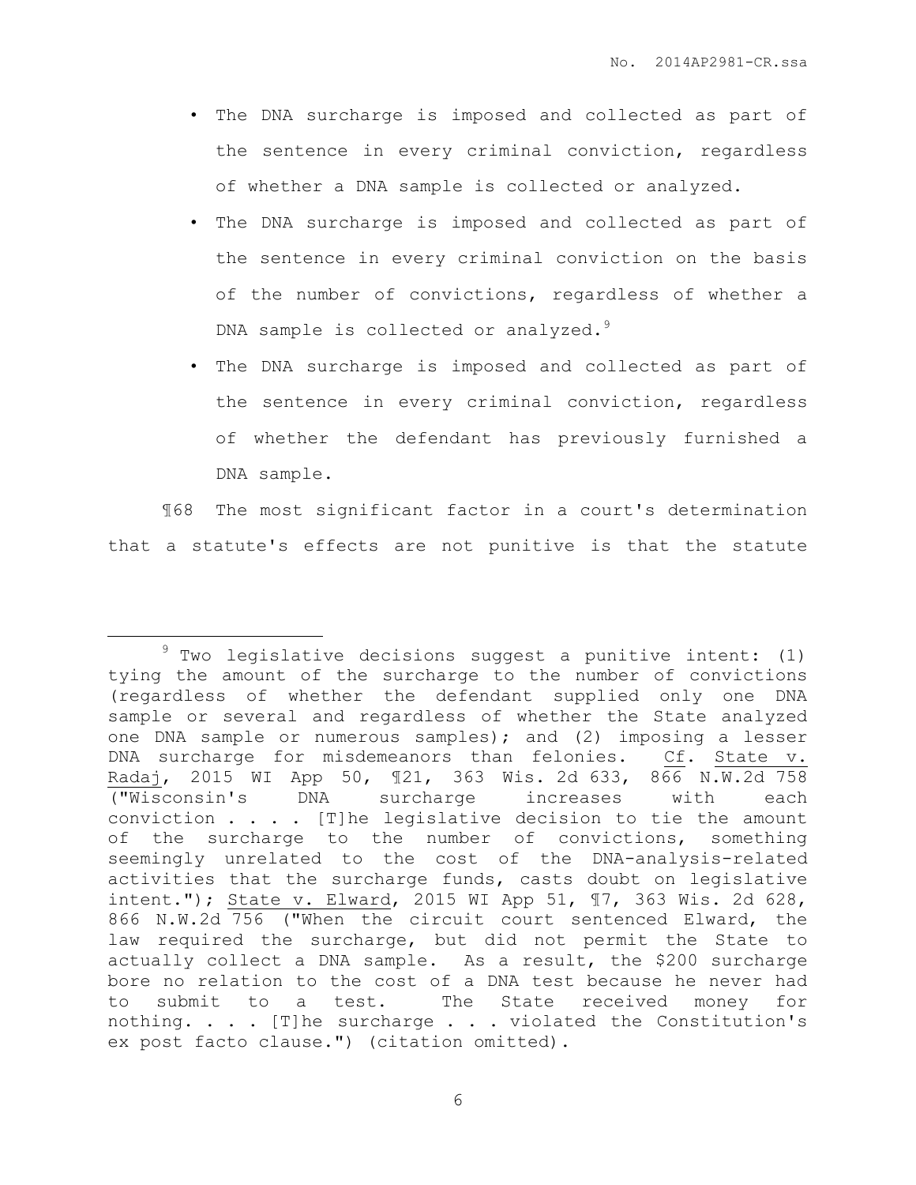- The DNA surcharge is imposed and collected as part of the sentence in every criminal conviction, regardless of whether a DNA sample is collected or analyzed.
- The DNA surcharge is imposed and collected as part of the sentence in every criminal conviction on the basis of the number of convictions, regardless of whether a DNA sample is collected or analyzed.[9]
- The DNA surcharge is imposed and collected as part of the sentence in every criminal conviction, regardless of whether the defendant has previously furnished a DNA sample.

¶68 The most significant factor in a court's determination that a statute's effects are not punitive is that the statute

---

[9] Two legislative decisions suggest a punitive intent: (1) tying the amount of the surcharge to the number of convictions (regardless of whether the defendant supplied only one DNA sample or several and regardless of whether the State analyzed one DNA sample or numerous samples); and (2) imposing a lesser DNA surcharge for misdemeanors than felonies. Cf. State v. Radaj, 2015 WI App 50, ¶21, 363 Wis. 2d 633, 866 N.W.2d 758 ("Wisconsin's DNA surcharge increases with each conviction . . . . [T]he legislative decision to tie the amount of the surcharge to the number of convictions, something seemingly unrelated to the cost of the DNA-analysis-related activities that the surcharge funds, casts doubt on legislative intent."); State v. Elward, 2015 WI App 51, ¶7, 363 Wis. 2d 628, 866 N.W.2d 756 ("When the circuit court sentenced Elward, the law required the surcharge, but did not permit the State to actually collect a DNA sample. As a result, the $200 surcharge bore no relation to the cost of a DNA test because he never had to submit to a test. The State received money for nothing. . . . [T]he surcharge . . . violated the Constitution's ex post facto clause.") (citation omitted).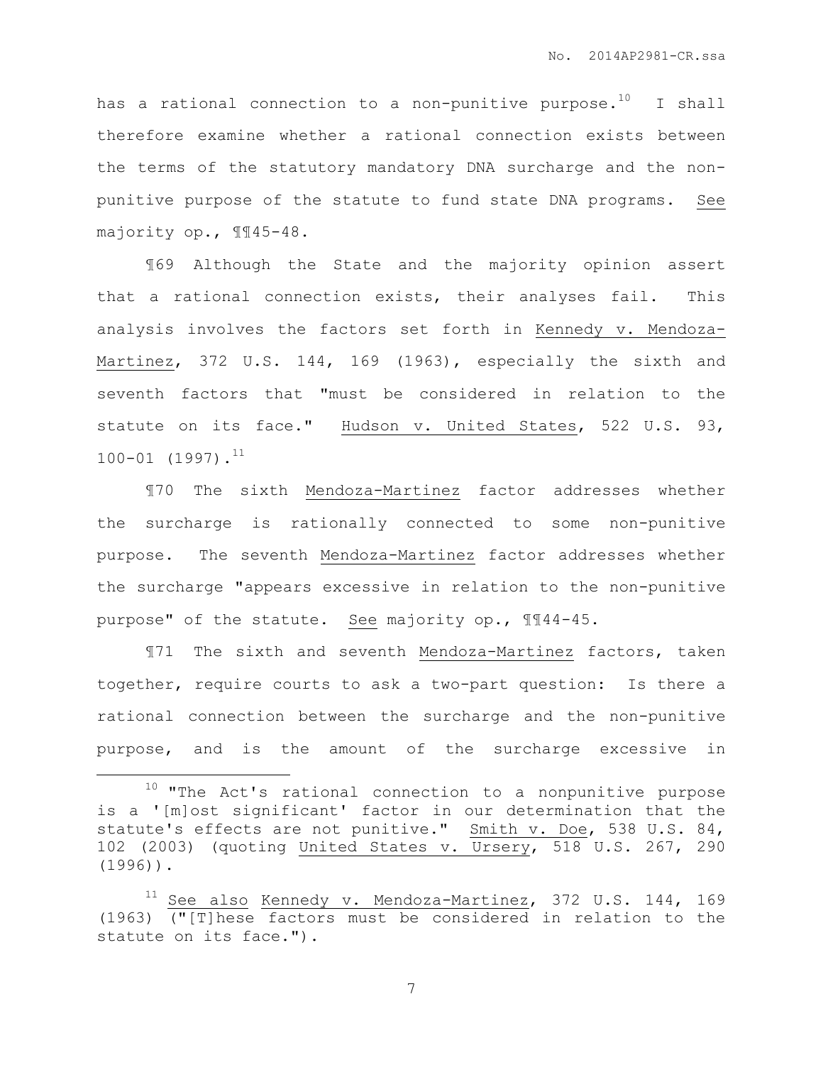has a rational connection to a non-punitive purpose.[10] I shall therefore examine whether a rational connection exists between the terms of the statutory mandatory DNA surcharge and the non-punitive purpose of the statute to fund state DNA programs. See majority op., ¶¶45-48.

¶69 Although the State and the majority opinion assert that a rational connection exists, their analyses fail. This analysis involves the factors set forth in Kennedy v. Mendoza-Martinez, 372 U.S. 144, 169 (1963), especially the sixth and seventh factors that "must be considered in relation to the statute on its face." Hudson v. United States, 522 U.S. 93, 100-01 (1997).[11]

¶70 The sixth Mendoza-Martinez factor addresses whether the surcharge is rationally connected to some non-punitive purpose. The seventh Mendoza-Martinez factor addresses whether the surcharge "appears excessive in relation to the non-punitive purpose" of the statute. See majority op., ¶¶44-45.

¶71 The sixth and seventh Mendoza-Martinez factors, taken together, require courts to ask a two-part question: Is there a rational connection between the surcharge and the non-punitive purpose, and is the amount of the surcharge excessive in

---

[10] "The Act's rational connection to a nonpunitive purpose is a '[m]ost significant' factor in our determination that the statute's effects are not punitive." Smith v. Doe, 538 U.S. 84, 102 (2003) (quoting United States v. Ursery, 518 U.S. 267, 290 (1996)).

[11] See also Kennedy v. Mendoza-Martinez, 372 U.S. 144, 169 (1963) ("[T]hese factors must be considered in relation to the statute on its face.").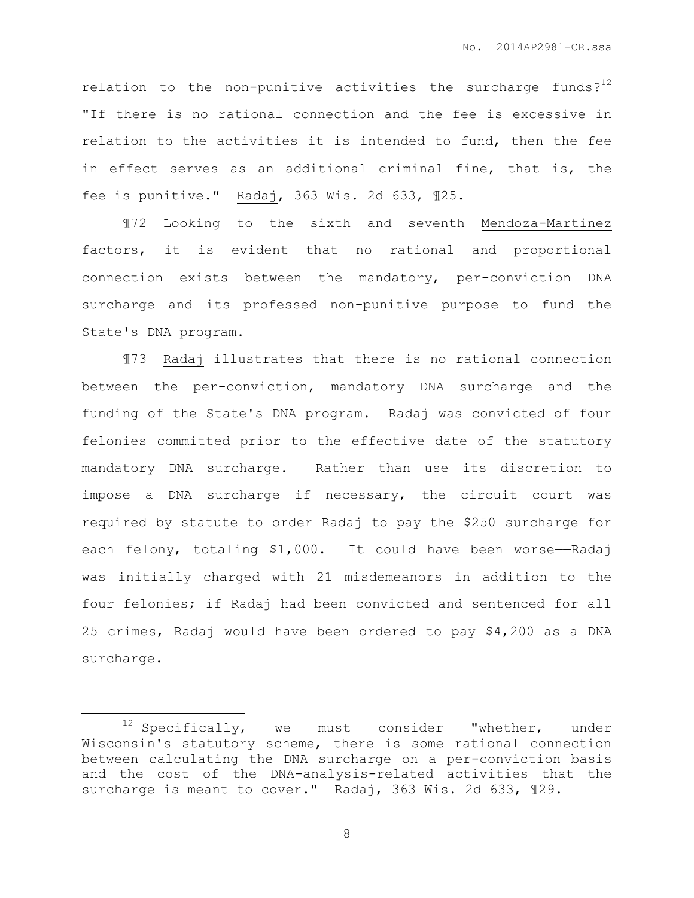relation to the non-punitive activities the surcharge funds?[12] "If there is no rational connection and the fee is excessive in relation to the activities it is intended to fund, then the fee in effect serves as an additional criminal fine, that is, the fee is punitive." Radaj, 363 Wis. 2d 633, ¶25.

¶72 Looking to the sixth and seventh Mendoza-Martinez factors, it is evident that no rational and proportional connection exists between the mandatory, per-conviction DNA surcharge and its professed non-punitive purpose to fund the State's DNA program.

¶73 Radaj illustrates that there is no rational connection between the per-conviction, mandatory DNA surcharge and the funding of the State's DNA program. Radaj was convicted of four felonies committed prior to the effective date of the statutory mandatory DNA surcharge. Rather than use its discretion to impose a DNA surcharge if necessary, the circuit court was required by statute to order Radaj to pay the $250 surcharge for each felony, totaling $1,000. It could have been worse——Radaj was initially charged with 21 misdemeanors in addition to the four felonies; if Radaj had been convicted and sentenced for all 25 crimes, Radaj would have been ordered to pay $4,200 as a DNA surcharge.

---

[12] Specifically, we must consider "whether, under Wisconsin's statutory scheme, there is some rational connection between calculating the DNA surcharge on a per-conviction basis and the cost of the DNA-analysis-related activities that the surcharge is meant to cover." Radaj, 363 Wis. 2d 633, ¶29.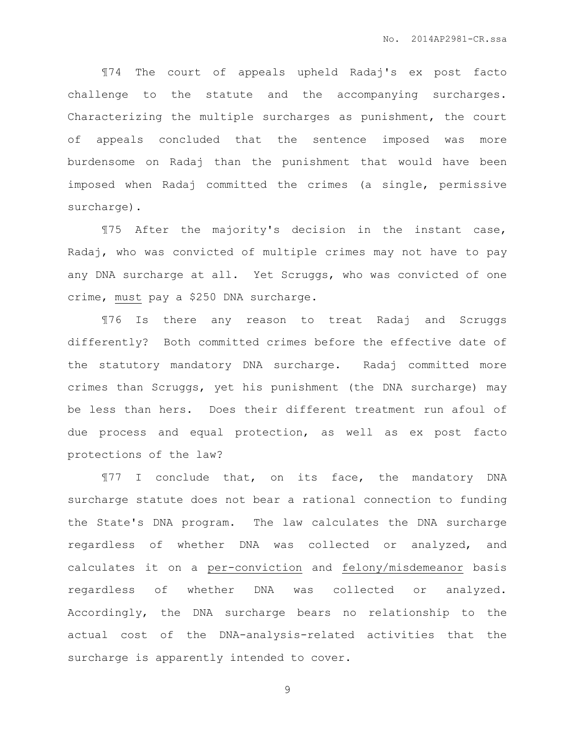¶74 The court of appeals upheld Radaj's ex post facto challenge to the statute and the accompanying surcharges. Characterizing the multiple surcharges as punishment, the court of appeals concluded that the sentence imposed was more burdensome on Radaj than the punishment that would have been imposed when Radaj committed the crimes (a single, permissive surcharge).

¶75 After the majority's decision in the instant case, Radaj, who was convicted of multiple crimes may not have to pay any DNA surcharge at all. Yet Scruggs, who was convicted of one crime, <u>must</u> pay a $250 DNA surcharge.

¶76 Is there any reason to treat Radaj and Scruggs differently? Both committed crimes before the effective date of the statutory mandatory DNA surcharge. Radaj committed more crimes than Scruggs, yet his punishment (the DNA surcharge) may be less than hers. Does their different treatment run afoul of due process and equal protection, as well as ex post facto protections of the law?

¶77 I conclude that, on its face, the mandatory DNA surcharge statute does not bear a rational connection to funding the State's DNA program. The law calculates the DNA surcharge regardless of whether DNA was collected or analyzed, and calculates it on a <u>per-conviction</u> and <u>felony/misdemeanor</u> basis regardless of whether DNA was collected or analyzed. Accordingly, the DNA surcharge bears no relationship to the actual cost of the DNA-analysis-related activities that the surcharge is apparently intended to cover.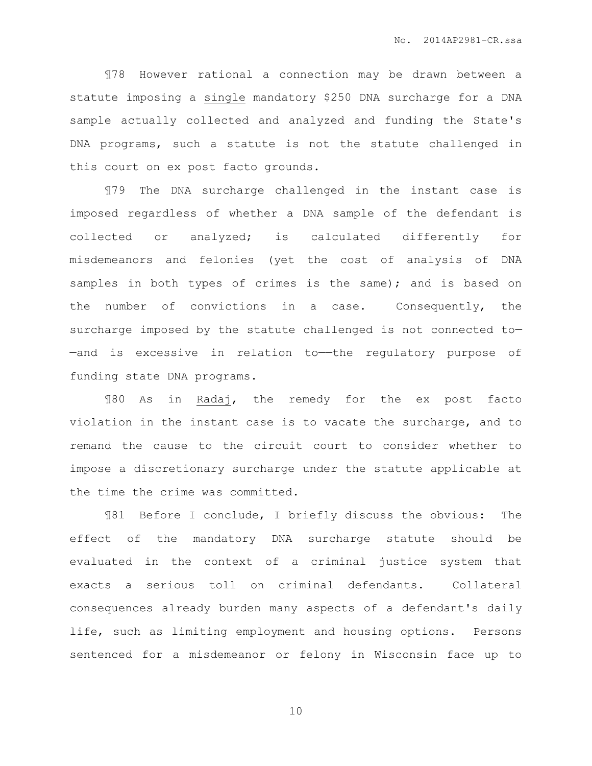¶78 However rational a connection may be drawn between a statute imposing a <u>single</u> mandatory $250 DNA surcharge for a DNA sample actually collected and analyzed and funding the State's DNA programs, such a statute is not the statute challenged in this court on ex post facto grounds.

¶79 The DNA surcharge challenged in the instant case is imposed regardless of whether a DNA sample of the defendant is collected or analyzed; is calculated differently for misdemeanors and felonies (yet the cost of analysis of DNA samples in both types of crimes is the same); and is based on the number of convictions in a case. Consequently, the surcharge imposed by the statute challenged is not connected to——and is excessive in relation to——the regulatory purpose of funding state DNA programs.

¶80 As in <u>Radaj</u>, the remedy for the ex post facto violation in the instant case is to vacate the surcharge, and to remand the cause to the circuit court to consider whether to impose a discretionary surcharge under the statute applicable at the time the crime was committed.

¶81 Before I conclude, I briefly discuss the obvious: The effect of the mandatory DNA surcharge statute should be evaluated in the context of a criminal justice system that exacts a serious toll on criminal defendants. Collateral consequences already burden many aspects of a defendant's daily life, such as limiting employment and housing options. Persons sentenced for a misdemeanor or felony in Wisconsin face up to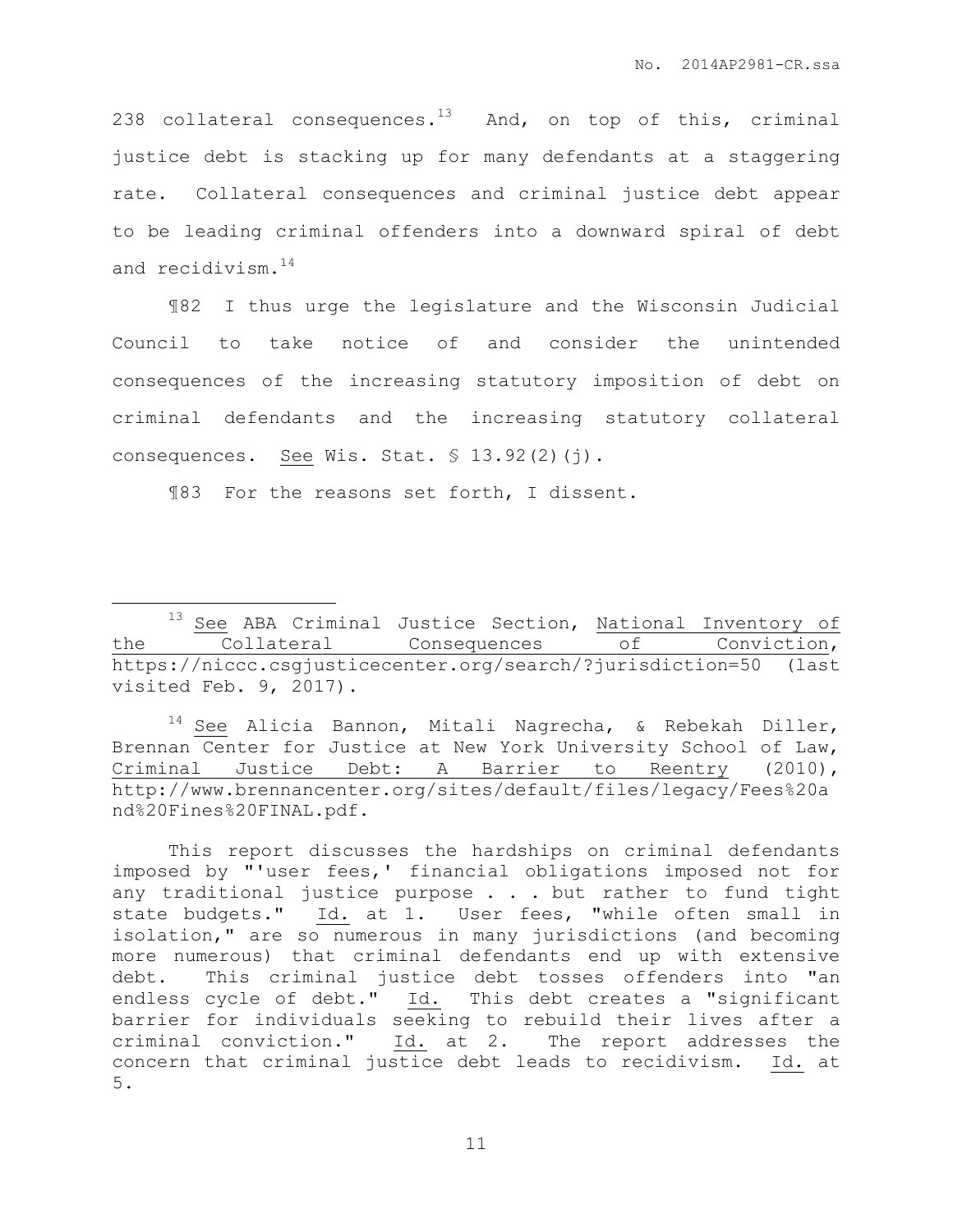238 collateral consequences.[13] And, on top of this, criminal justice debt is stacking up for many defendants at a staggering rate. Collateral consequences and criminal justice debt appear to be leading criminal offenders into a downward spiral of debt and recidivism.[14]

¶82 I thus urge the legislature and the Wisconsin Judicial Council to take notice of and consider the unintended consequences of the increasing statutory imposition of debt on criminal defendants and the increasing statutory collateral consequences. See Wis. Stat. § 13.92(2)(j).

¶83 For the reasons set forth, I dissent.

---

[13] See ABA Criminal Justice Section, National Inventory of the Collateral Consequences of Conviction, https://niccc.csgjusticecenter.org/search/?jurisdiction=50 (last visited Feb. 9, 2017).

[14] See Alicia Bannon, Mitali Nagrecha, & Rebekah Diller, Brennan Center for Justice at New York University School of Law, Criminal Justice Debt: A Barrier to Reentry (2010), http://www.brennancenter.org/sites/default/files/legacy/Fees%20and%20Fines%20FINAL.pdf.

This report discusses the hardships on criminal defendants imposed by "'user fees,' financial obligations imposed not for any traditional justice purpose . . . but rather to fund tight state budgets." Id. at 1. User fees, "while often small in isolation," are so numerous in many jurisdictions (and becoming more numerous) that criminal defendants end up with extensive debt. This criminal justice debt tosses offenders into "an endless cycle of debt." Id. This debt creates a "significant barrier for individuals seeking to rebuild their lives after a criminal conviction." Id. at 2. The report addresses the concern that criminal justice debt leads to recidivism. Id. at 5.